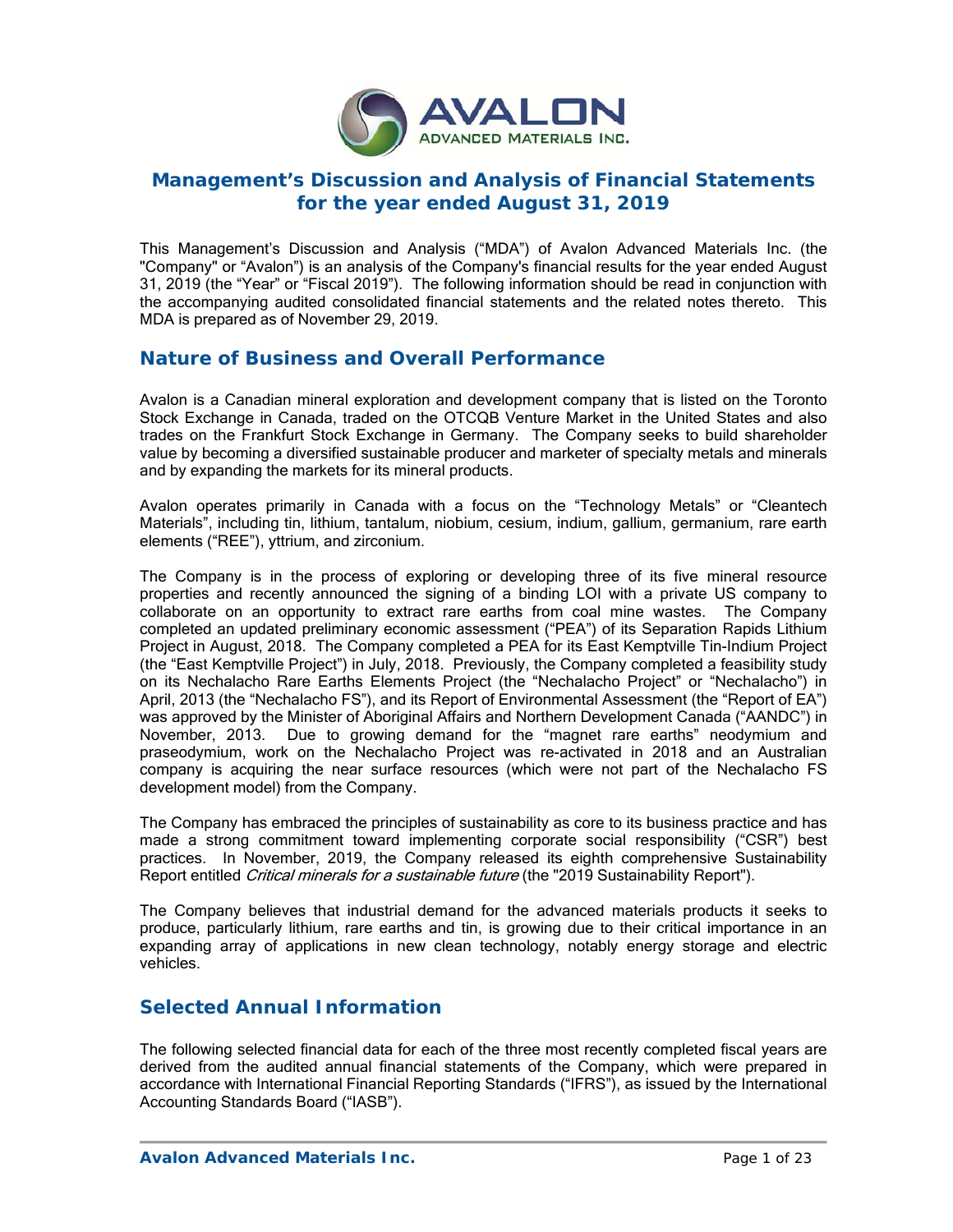# Management's Discussion and Analysis of Financial Statements for the year ended August 31, 2019

This Management's Discussion and Analysis ("MDA") of Avalon Advanced Materials Inc. (the "Company" or "Avalon") is an analysis of the Company's financial results for the year ended August 31, 2019 (the "Year" or "Fiscal 2019"). The following information should be read in conjunction with the accompanying audited consolidated financial statements and the related notes thereto. This MDA is prepared as of November 29, 2019.

## Nature of Business and Overall Performance

Avalon is a Canadian mineral exploration and development company that is listed on the Toronto Stock Exchange in Canada, traded on the OTCQB Venture Market in the United States and also trades on the Frankfurt Stock Exchange in Germany. The Company seeks to build shareholder value by becoming a diversified sustainable producer and marketer of specialty metals and minerals and by expanding the markets for its mineral products.

Avalon operates primarily in Canada with a focus on the "Technology Metals" or "Cleantech Materials", including tin, lithium, tantalum, niobium, cesium, indium, gallium, germanium, rare earth elements ("REE"), yttrium, and zirconium.

The Company is in the process of exploring or developing three of its five mineral resource properties and recently announced the signing of a binding LOI with a private US company to collaborate on an opportunity to extract rare earths from coal mine wastes. The Company completed an updated preliminary economic assessment ("PEA") of its Separation Rapids Lithium Project in August, 2018. The Company completed a PEA for its East Kemptville Tin-Indium Project (the "East Kemptville Project") in July, 2018. Previously, the Company completed a feasibility study on its Nechalacho Rare Earths Elements Project (the "Nechalacho Project" or "Nechalacho") in April, 2013 (the "Nechalacho FS"), and its Report of Environmental Assessment (the "Report of EA") was approved by the Minister of Aboriginal Affairs and Northern Development Canada ("AANDC") in November, 2013. Due to growing demand for the "magnet rare earths" neodymium and praseodymium, work on the Nechalacho Project was re-activated in 2018 and an Australian company is acquiring the near surface resources (which were not part of the Nechalacho FS development model) from the Company.

The Company has embraced the principles of sustainability as core to its business practice and has made a strong commitment toward implementing corporate social responsibility ("CSR") best practices. In November, 2019, the Company released its eighth comprehensive Sustainability Report entitled *Critical minerals for a sustainable future* (the "2019 Sustainability Report").

The Company believes that industrial demand for the advanced materials products it seeks to produce, particularly lithium, rare earths and tin, is growing due to their critical importance in an expanding array of applications in new clean technology, notably energy storage and electric vehicles.

## Selected Annual Information

The following selected financial data for each of the three most recently completed fiscal years are derived from the audited annual financial statements of the Company, which were prepared in accordance with International Financial Reporting Standards ("IFRS"), as issued by the International Accounting Standards Board ("IASB").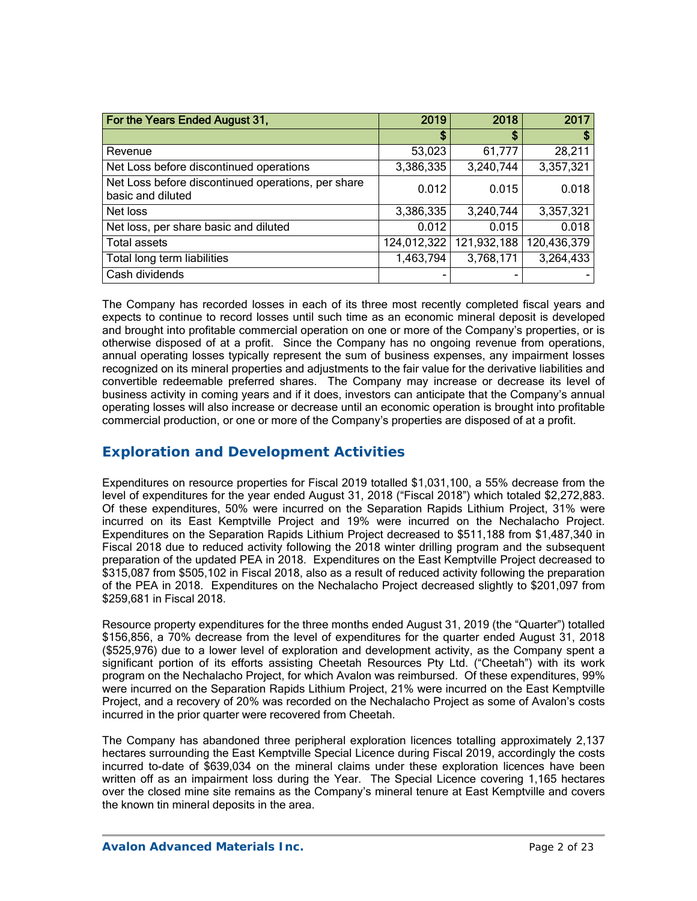| For the Years Ended August 31, | 2019 | 2018 | 2017 |
|---|---|---|---|
| | $ | $ | $ |
| Revenue | 53,023 | 61,777 | 28,211 |
| Net Loss before discontinued operations | 3,386,335 | 3,240,744 | 3,357,321 |
| Net Loss before discontinued operations, per share basic and diluted | 0.012 | 0.015 | 0.018 |
| Net loss | 3,386,335 | 3,240,744 | 3,357,321 |
| Net loss, per share basic and diluted | 0.012 | 0.015 | 0.018 |
| Total assets | 124,012,322 | 121,932,188 | 120,436,379 |
| Total long term liabilities | 1,463,794 | 3,768,171 | 3,264,433 |
| Cash dividends | - | - | - |

The Company has recorded losses in each of its three most recently completed fiscal years and expects to continue to record losses until such time as an economic mineral deposit is developed and brought into profitable commercial operation on one or more of the Company's properties, or is otherwise disposed of at a profit. Since the Company has no ongoing revenue from operations, annual operating losses typically represent the sum of business expenses, any impairment losses recognized on its mineral properties and adjustments to the fair value for the derivative liabilities and convertible redeemable preferred shares. The Company may increase or decrease its level of business activity in coming years and if it does, investors can anticipate that the Company's annual operating losses will also increase or decrease until an economic operation is brought into profitable commercial production, or one or more of the Company's properties are disposed of at a profit.

## Exploration and Development Activities

Expenditures on resource properties for Fiscal 2019 totalled $1,031,100, a 55% decrease from the level of expenditures for the year ended August 31, 2018 ("Fiscal 2018") which totaled $2,272,883. Of these expenditures, 50% were incurred on the Separation Rapids Lithium Project, 31% were incurred on its East Kemptville Project and 19% were incurred on the Nechalacho Project. Expenditures on the Separation Rapids Lithium Project decreased to $511,188 from $1,487,340 in Fiscal 2018 due to reduced activity following the 2018 winter drilling program and the subsequent preparation of the updated PEA in 2018. Expenditures on the East Kemptville Project decreased to $315,087 from $505,102 in Fiscal 2018, also as a result of reduced activity following the preparation of the PEA in 2018. Expenditures on the Nechalacho Project decreased slightly to $201,097 from $259,681 in Fiscal 2018.

Resource property expenditures for the three months ended August 31, 2019 (the "Quarter") totalled $156,856, a 70% decrease from the level of expenditures for the quarter ended August 31, 2018 ($525,976) due to a lower level of exploration and development activity, as the Company spent a significant portion of its efforts assisting Cheetah Resources Pty Ltd. ("Cheetah") with its work program on the Nechalacho Project, for which Avalon was reimbursed. Of these expenditures, 99% were incurred on the Separation Rapids Lithium Project, 21% were incurred on the East Kemptville Project, and a recovery of 20% was recorded on the Nechalacho Project as some of Avalon's costs incurred in the prior quarter were recovered from Cheetah.

The Company has abandoned three peripheral exploration licences totalling approximately 2,137 hectares surrounding the East Kemptville Special Licence during Fiscal 2019, accordingly the costs incurred to-date of $639,034 on the mineral claims under these exploration licences have been written off as an impairment loss during the Year. The Special Licence covering 1,165 hectares over the closed mine site remains as the Company's mineral tenure at East Kemptville and covers the known tin mineral deposits in the area.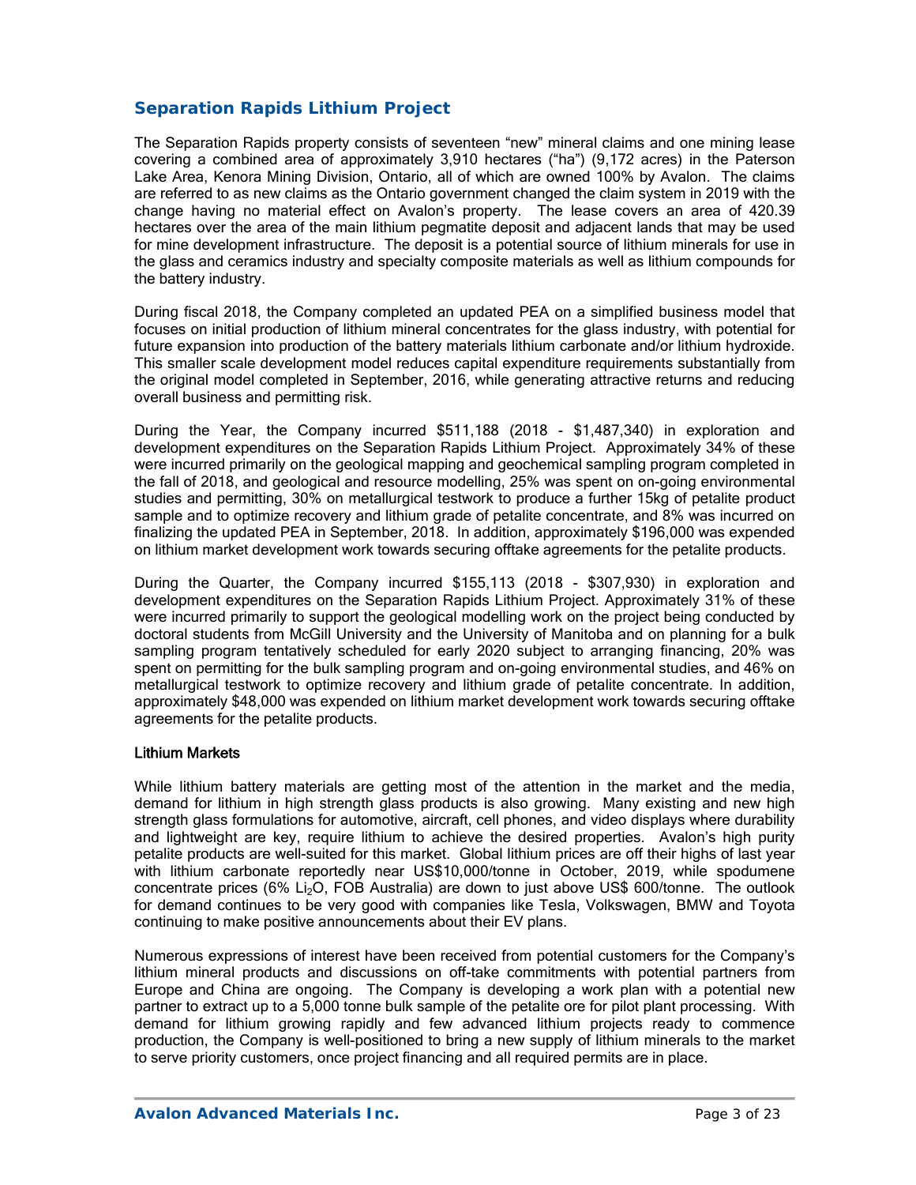## Separation Rapids Lithium Project

The Separation Rapids property consists of seventeen "new" mineral claims and one mining lease covering a combined area of approximately 3,910 hectares ("ha") (9,172 acres) in the Paterson Lake Area, Kenora Mining Division, Ontario, all of which are owned 100% by Avalon. The claims are referred to as new claims as the Ontario government changed the claim system in 2019 with the change having no material effect on Avalon's property. The lease covers an area of 420.39 hectares over the area of the main lithium pegmatite deposit and adjacent lands that may be used for mine development infrastructure. The deposit is a potential source of lithium minerals for use in the glass and ceramics industry and specialty composite materials as well as lithium compounds for the battery industry.

During fiscal 2018, the Company completed an updated PEA on a simplified business model that focuses on initial production of lithium mineral concentrates for the glass industry, with potential for future expansion into production of the battery materials lithium carbonate and/or lithium hydroxide. This smaller scale development model reduces capital expenditure requirements substantially from the original model completed in September, 2016, while generating attractive returns and reducing overall business and permitting risk.

During the Year, the Company incurred $511,188 (2018 - $1,487,340) in exploration and development expenditures on the Separation Rapids Lithium Project. Approximately 34% of these were incurred primarily on the geological mapping and geochemical sampling program completed in the fall of 2018, and geological and resource modelling, 25% was spent on on-going environmental studies and permitting, 30% on metallurgical testwork to produce a further 15kg of petalite product sample and to optimize recovery and lithium grade of petalite concentrate, and 8% was incurred on finalizing the updated PEA in September, 2018. In addition, approximately $196,000 was expended on lithium market development work towards securing offtake agreements for the petalite products.

During the Quarter, the Company incurred $155,113 (2018 - $307,930) in exploration and development expenditures on the Separation Rapids Lithium Project. Approximately 31% of these were incurred primarily to support the geological modelling work on the project being conducted by doctoral students from McGill University and the University of Manitoba and on planning for a bulk sampling program tentatively scheduled for early 2020 subject to arranging financing, 20% was spent on permitting for the bulk sampling program and on-going environmental studies, and 46% on metallurgical testwork to optimize recovery and lithium grade of petalite concentrate. In addition, approximately $48,000 was expended on lithium market development work towards securing offtake agreements for the petalite products.

### Lithium Markets

While lithium battery materials are getting most of the attention in the market and the media, demand for lithium in high strength glass products is also growing. Many existing and new high strength glass formulations for automotive, aircraft, cell phones, and video displays where durability and lightweight are key, require lithium to achieve the desired properties. Avalon's high purity petalite products are well-suited for this market. Global lithium prices are off their highs of last year with lithium carbonate reportedly near US$10,000/tonne in October, 2019, while spodumene concentrate prices (6% $Li_2O$, FOB Australia) are down to just above US$ 600/tonne. The outlook for demand continues to be very good with companies like Tesla, Volkswagen, BMW and Toyota continuing to make positive announcements about their EV plans.

Numerous expressions of interest have been received from potential customers for the Company's lithium mineral products and discussions on off-take commitments with potential partners from Europe and China are ongoing. The Company is developing a work plan with a potential new partner to extract up to a 5,000 tonne bulk sample of the petalite ore for pilot plant processing. With demand for lithium growing rapidly and few advanced lithium projects ready to commence production, the Company is well-positioned to bring a new supply of lithium minerals to the market to serve priority customers, once project financing and all required permits are in place.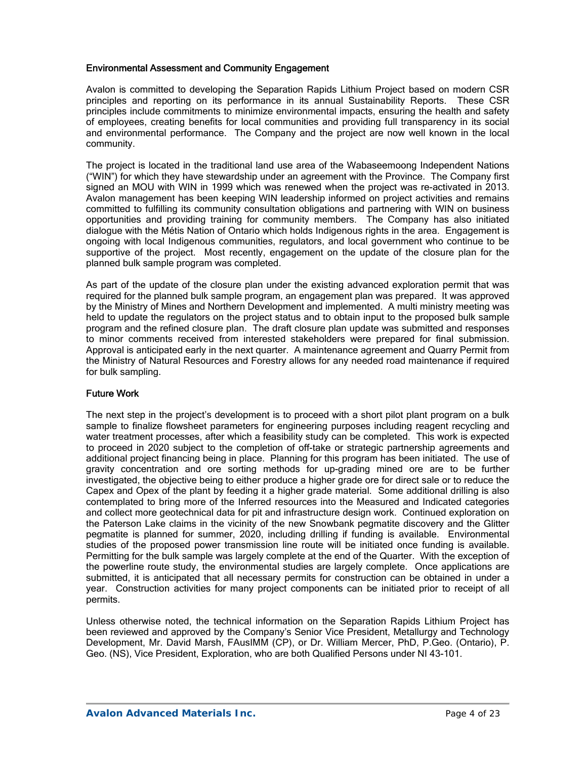## Environmental Assessment and Community Engagement

Avalon is committed to developing the Separation Rapids Lithium Project based on modern CSR principles and reporting on its performance in its annual Sustainability Reports. These CSR principles include commitments to minimize environmental impacts, ensuring the health and safety of employees, creating benefits for local communities and providing full transparency in its social and environmental performance. The Company and the project are now well known in the local community.

The project is located in the traditional land use area of the Wabaseemoong Independent Nations ("WIN") for which they have stewardship under an agreement with the Province. The Company first signed an MOU with WIN in 1999 which was renewed when the project was re-activated in 2013. Avalon management has been keeping WIN leadership informed on project activities and remains committed to fulfilling its community consultation obligations and partnering with WIN on business opportunities and providing training for community members. The Company has also initiated dialogue with the Métis Nation of Ontario which holds Indigenous rights in the area. Engagement is ongoing with local Indigenous communities, regulators, and local government who continue to be supportive of the project. Most recently, engagement on the update of the closure plan for the planned bulk sample program was completed.

As part of the update of the closure plan under the existing advanced exploration permit that was required for the planned bulk sample program, an engagement plan was prepared. It was approved by the Ministry of Mines and Northern Development and implemented. A multi ministry meeting was held to update the regulators on the project status and to obtain input to the proposed bulk sample program and the refined closure plan. The draft closure plan update was submitted and responses to minor comments received from interested stakeholders were prepared for final submission. Approval is anticipated early in the next quarter. A maintenance agreement and Quarry Permit from the Ministry of Natural Resources and Forestry allows for any needed road maintenance if required for bulk sampling.

## Future Work

The next step in the project's development is to proceed with a short pilot plant program on a bulk sample to finalize flowsheet parameters for engineering purposes including reagent recycling and water treatment processes, after which a feasibility study can be completed. This work is expected to proceed in 2020 subject to the completion of off-take or strategic partnership agreements and additional project financing being in place. Planning for this program has been initiated. The use of gravity concentration and ore sorting methods for up-grading mined ore are to be further investigated, the objective being to either produce a higher grade ore for direct sale or to reduce the Capex and Opex of the plant by feeding it a higher grade material. Some additional drilling is also contemplated to bring more of the Inferred resources into the Measured and Indicated categories and collect more geotechnical data for pit and infrastructure design work. Continued exploration on the Paterson Lake claims in the vicinity of the new Snowbank pegmatite discovery and the Glitter pegmatite is planned for summer, 2020, including drilling if funding is available. Environmental studies of the proposed power transmission line route will be initiated once funding is available. Permitting for the bulk sample was largely complete at the end of the Quarter. With the exception of the powerline route study, the environmental studies are largely complete. Once applications are submitted, it is anticipated that all necessary permits for construction can be obtained in under a year. Construction activities for many project components can be initiated prior to receipt of all permits.

Unless otherwise noted, the technical information on the Separation Rapids Lithium Project has been reviewed and approved by the Company's Senior Vice President, Metallurgy and Technology Development, Mr. David Marsh, FAusIMM (CP), or Dr. William Mercer, PhD, P.Geo. (Ontario), P. Geo. (NS), Vice President, Exploration, who are both Qualified Persons under NI 43-101.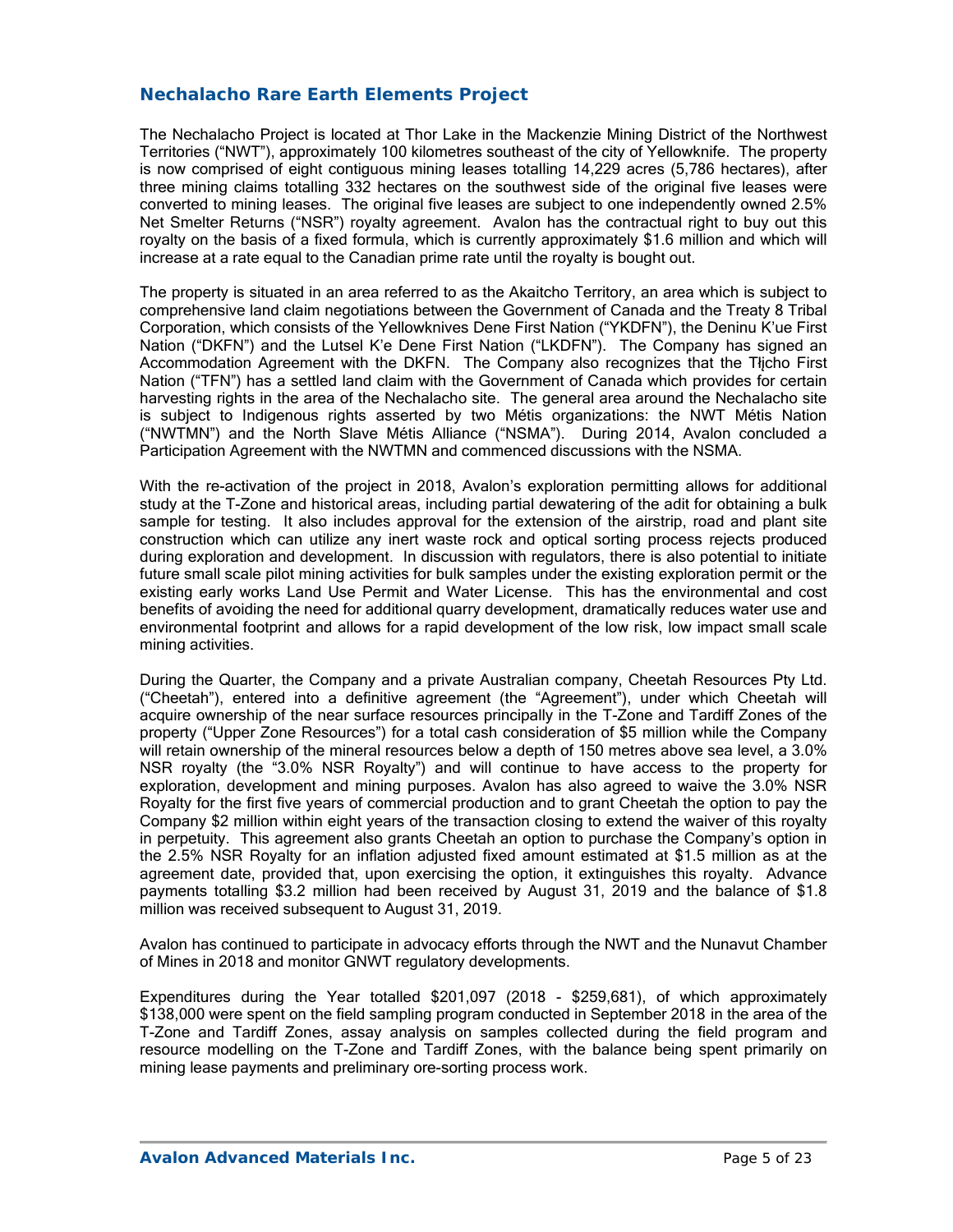## Nechalacho Rare Earth Elements Project

The Nechalacho Project is located at Thor Lake in the Mackenzie Mining District of the Northwest Territories ("NWT"), approximately 100 kilometres southeast of the city of Yellowknife. The property is now comprised of eight contiguous mining leases totalling 14,229 acres (5,786 hectares), after three mining claims totalling 332 hectares on the southwest side of the original five leases were converted to mining leases. The original five leases are subject to one independently owned 2.5% Net Smelter Returns ("NSR") royalty agreement. Avalon has the contractual right to buy out this royalty on the basis of a fixed formula, which is currently approximately $1.6 million and which will increase at a rate equal to the Canadian prime rate until the royalty is bought out.

The property is situated in an area referred to as the Akaitcho Territory, an area which is subject to comprehensive land claim negotiations between the Government of Canada and the Treaty 8 Tribal Corporation, which consists of the Yellowknives Dene First Nation ("YKDFN"), the Deninu K'ue First Nation ("DKFN") and the Lutsel K'e Dene First Nation ("LKDFN"). The Company has signed an Accommodation Agreement with the DKFN. The Company also recognizes that the Tłįcho First Nation ("TFN") has a settled land claim with the Government of Canada which provides for certain harvesting rights in the area of the Nechalacho site. The general area around the Nechalacho site is subject to Indigenous rights asserted by two Métis organizations: the NWT Métis Nation ("NWTMN") and the North Slave Métis Alliance ("NSMA"). During 2014, Avalon concluded a Participation Agreement with the NWTMN and commenced discussions with the NSMA.

With the re-activation of the project in 2018, Avalon's exploration permitting allows for additional study at the T-Zone and historical areas, including partial dewatering of the adit for obtaining a bulk sample for testing. It also includes approval for the extension of the airstrip, road and plant site construction which can utilize any inert waste rock and optical sorting process rejects produced during exploration and development. In discussion with regulators, there is also potential to initiate future small scale pilot mining activities for bulk samples under the existing exploration permit or the existing early works Land Use Permit and Water License. This has the environmental and cost benefits of avoiding the need for additional quarry development, dramatically reduces water use and environmental footprint and allows for a rapid development of the low risk, low impact small scale mining activities.

During the Quarter, the Company and a private Australian company, Cheetah Resources Pty Ltd. ("Cheetah"), entered into a definitive agreement (the "Agreement"), under which Cheetah will acquire ownership of the near surface resources principally in the T-Zone and Tardiff Zones of the property ("Upper Zone Resources") for a total cash consideration of $5 million while the Company will retain ownership of the mineral resources below a depth of 150 metres above sea level, a 3.0% NSR royalty (the "3.0% NSR Royalty") and will continue to have access to the property for exploration, development and mining purposes. Avalon has also agreed to waive the 3.0% NSR Royalty for the first five years of commercial production and to grant Cheetah the option to pay the Company $2 million within eight years of the transaction closing to extend the waiver of this royalty in perpetuity. This agreement also grants Cheetah an option to purchase the Company's option in the 2.5% NSR Royalty for an inflation adjusted fixed amount estimated at $1.5 million as at the agreement date, provided that, upon exercising the option, it extinguishes this royalty. Advance payments totalling $3.2 million had been received by August 31, 2019 and the balance of $1.8 million was received subsequent to August 31, 2019.

Avalon has continued to participate in advocacy efforts through the NWT and the Nunavut Chamber of Mines in 2018 and monitor GNWT regulatory developments.

Expenditures during the Year totalled $201,097 (2018 - $259,681), of which approximately $138,000 were spent on the field sampling program conducted in September 2018 in the area of the T-Zone and Tardiff Zones, assay analysis on samples collected during the field program and resource modelling on the T-Zone and Tardiff Zones, with the balance being spent primarily on mining lease payments and preliminary ore-sorting process work.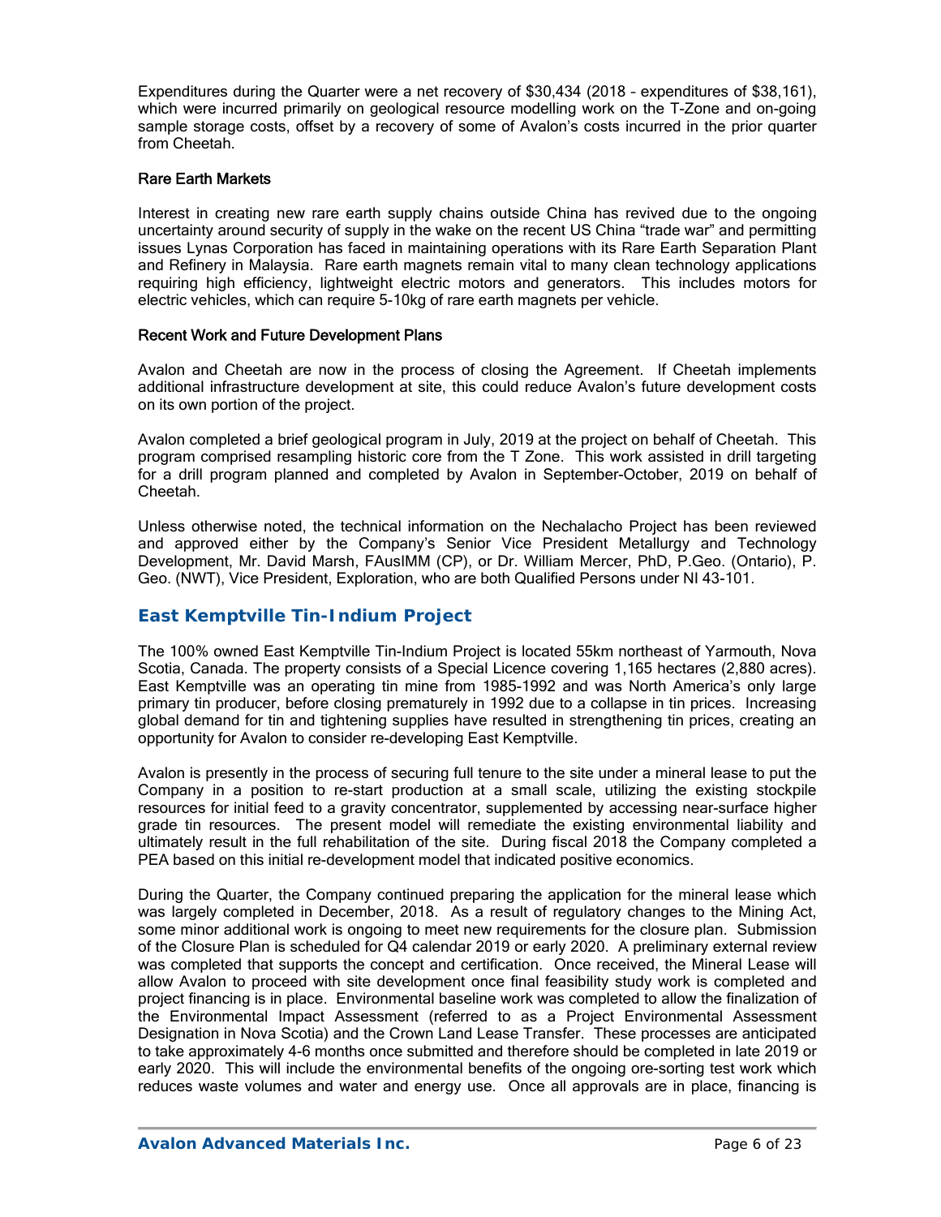Expenditures during the Quarter were a net recovery of $30,434 (2018 – expenditures of $38,161), which were incurred primarily on geological resource modelling work on the T-Zone and on-going sample storage costs, offset by a recovery of some of Avalon's costs incurred in the prior quarter from Cheetah.

### Rare Earth Markets

Interest in creating new rare earth supply chains outside China has revived due to the ongoing uncertainty around security of supply in the wake on the recent US China "trade war" and permitting issues Lynas Corporation has faced in maintaining operations with its Rare Earth Separation Plant and Refinery in Malaysia. Rare earth magnets remain vital to many clean technology applications requiring high efficiency, lightweight electric motors and generators. This includes motors for electric vehicles, which can require 5-10kg of rare earth magnets per vehicle.

### Recent Work and Future Development Plans

Avalon and Cheetah are now in the process of closing the Agreement. If Cheetah implements additional infrastructure development at site, this could reduce Avalon's future development costs on its own portion of the project.

Avalon completed a brief geological program in July, 2019 at the project on behalf of Cheetah. This program comprised resampling historic core from the T Zone. This work assisted in drill targeting for a drill program planned and completed by Avalon in September-October, 2019 on behalf of Cheetah.

Unless otherwise noted, the technical information on the Nechalacho Project has been reviewed and approved either by the Company's Senior Vice President Metallurgy and Technology Development, Mr. David Marsh, FAusIMM (CP), or Dr. William Mercer, PhD, P.Geo. (Ontario), P. Geo. (NWT), Vice President, Exploration, who are both Qualified Persons under NI 43-101.

## East Kemptville Tin-Indium Project

The 100% owned East Kemptville Tin-Indium Project is located 55km northeast of Yarmouth, Nova Scotia, Canada. The property consists of a Special Licence covering 1,165 hectares (2,880 acres). East Kemptville was an operating tin mine from 1985-1992 and was North America's only large primary tin producer, before closing prematurely in 1992 due to a collapse in tin prices. Increasing global demand for tin and tightening supplies have resulted in strengthening tin prices, creating an opportunity for Avalon to consider re-developing East Kemptville.

Avalon is presently in the process of securing full tenure to the site under a mineral lease to put the Company in a position to re-start production at a small scale, utilizing the existing stockpile resources for initial feed to a gravity concentrator, supplemented by accessing near-surface higher grade tin resources. The present model will remediate the existing environmental liability and ultimately result in the full rehabilitation of the site. During fiscal 2018 the Company completed a PEA based on this initial re-development model that indicated positive economics.

During the Quarter, the Company continued preparing the application for the mineral lease which was largely completed in December, 2018. As a result of regulatory changes to the Mining Act, some minor additional work is ongoing to meet new requirements for the closure plan. Submission of the Closure Plan is scheduled for Q4 calendar 2019 or early 2020. A preliminary external review was completed that supports the concept and certification. Once received, the Mineral Lease will allow Avalon to proceed with site development once final feasibility study work is completed and project financing is in place. Environmental baseline work was completed to allow the finalization of the Environmental Impact Assessment (referred to as a Project Environmental Assessment Designation in Nova Scotia) and the Crown Land Lease Transfer. These processes are anticipated to take approximately 4-6 months once submitted and therefore should be completed in late 2019 or early 2020. This will include the environmental benefits of the ongoing ore-sorting test work which reduces waste volumes and water and energy use. Once all approvals are in place, financing is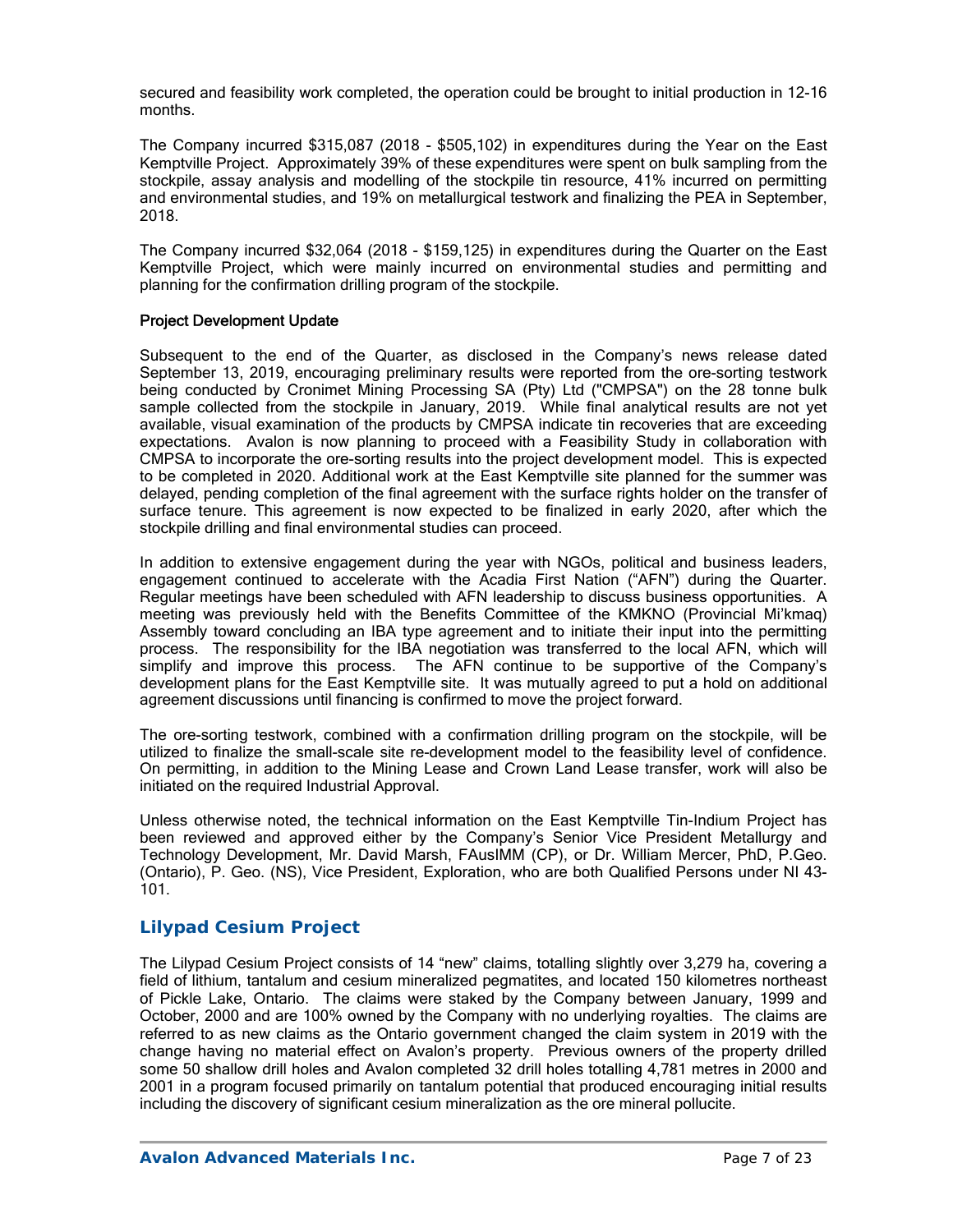secured and feasibility work completed, the operation could be brought to initial production in 12-16 months.

The Company incurred $315,087 (2018 - $505,102) in expenditures during the Year on the East Kemptville Project. Approximately 39% of these expenditures were spent on bulk sampling from the stockpile, assay analysis and modelling of the stockpile tin resource, 41% incurred on permitting and environmental studies, and 19% on metallurgical testwork and finalizing the PEA in September, 2018.

The Company incurred $32,064 (2018 - $159,125) in expenditures during the Quarter on the East Kemptville Project, which were mainly incurred on environmental studies and permitting and planning for the confirmation drilling program of the stockpile.

#### Project Development Update

Subsequent to the end of the Quarter, as disclosed in the Company's news release dated September 13, 2019, encouraging preliminary results were reported from the ore-sorting testwork being conducted by Cronimet Mining Processing SA (Pty) Ltd ("CMPSA") on the 28 tonne bulk sample collected from the stockpile in January, 2019. While final analytical results are not yet available, visual examination of the products by CMPSA indicate tin recoveries that are exceeding expectations. Avalon is now planning to proceed with a Feasibility Study in collaboration with CMPSA to incorporate the ore-sorting results into the project development model. This is expected to be completed in 2020. Additional work at the East Kemptville site planned for the summer was delayed, pending completion of the final agreement with the surface rights holder on the transfer of surface tenure. This agreement is now expected to be finalized in early 2020, after which the stockpile drilling and final environmental studies can proceed.

In addition to extensive engagement during the year with NGOs, political and business leaders, engagement continued to accelerate with the Acadia First Nation ("AFN") during the Quarter. Regular meetings have been scheduled with AFN leadership to discuss business opportunities. A meeting was previously held with the Benefits Committee of the KMKNO (Provincial Mi'kmaq) Assembly toward concluding an IBA type agreement and to initiate their input into the permitting process. The responsibility for the IBA negotiation was transferred to the local AFN, which will simplify and improve this process. The AFN continue to be supportive of the Company's development plans for the East Kemptville site. It was mutually agreed to put a hold on additional agreement discussions until financing is confirmed to move the project forward.

The ore-sorting testwork, combined with a confirmation drilling program on the stockpile, will be utilized to finalize the small-scale site re-development model to the feasibility level of confidence. On permitting, in addition to the Mining Lease and Crown Land Lease transfer, work will also be initiated on the required Industrial Approval.

Unless otherwise noted, the technical information on the East Kemptville Tin-Indium Project has been reviewed and approved either by the Company's Senior Vice President Metallurgy and Technology Development, Mr. David Marsh, FAusIMM (CP), or Dr. William Mercer, PhD, P.Geo. (Ontario), P. Geo. (NS), Vice President, Exploration, who are both Qualified Persons under NI 43-101.

## Lilypad Cesium Project

The Lilypad Cesium Project consists of 14 "new" claims, totalling slightly over 3,279 ha, covering a field of lithium, tantalum and cesium mineralized pegmatites, and located 150 kilometres northeast of Pickle Lake, Ontario. The claims were staked by the Company between January, 1999 and October, 2000 and are 100% owned by the Company with no underlying royalties. The claims are referred to as new claims as the Ontario government changed the claim system in 2019 with the change having no material effect on Avalon's property. Previous owners of the property drilled some 50 shallow drill holes and Avalon completed 32 drill holes totalling 4,781 metres in 2000 and 2001 in a program focused primarily on tantalum potential that produced encouraging initial results including the discovery of significant cesium mineralization as the ore mineral pollucite.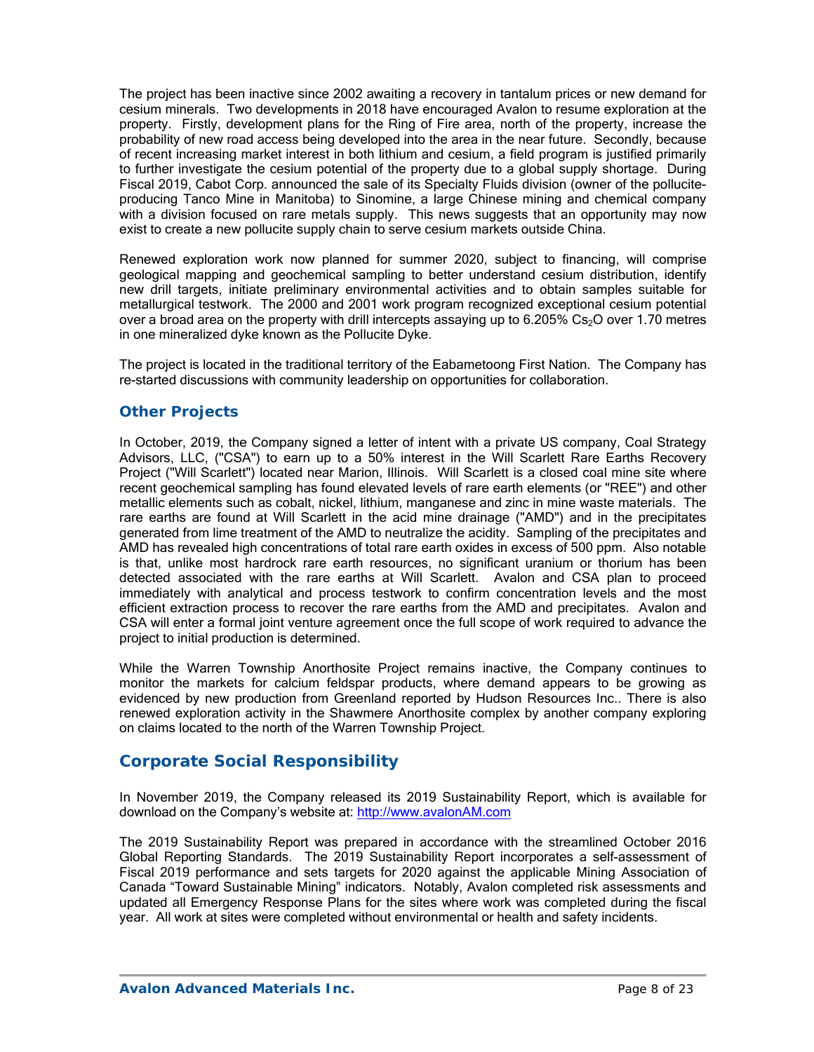The project has been inactive since 2002 awaiting a recovery in tantalum prices or new demand for cesium minerals. Two developments in 2018 have encouraged Avalon to resume exploration at the property. Firstly, development plans for the Ring of Fire area, north of the property, increase the probability of new road access being developed into the area in the near future. Secondly, because of recent increasing market interest in both lithium and cesium, a field program is justified primarily to further investigate the cesium potential of the property due to a global supply shortage. During Fiscal 2019, Cabot Corp. announced the sale of its Specialty Fluids division (owner of the pollucite-producing Tanco Mine in Manitoba) to Sinomine, a large Chinese mining and chemical company with a division focused on rare metals supply. This news suggests that an opportunity may now exist to create a new pollucite supply chain to serve cesium markets outside China.

Renewed exploration work now planned for summer 2020, subject to financing, will comprise geological mapping and geochemical sampling to better understand cesium distribution, identify new drill targets, initiate preliminary environmental activities and to obtain samples suitable for metallurgical testwork. The 2000 and 2001 work program recognized exceptional cesium potential over a broad area on the property with drill intercepts assaying up to 6.205% $Cs_2O$ over 1.70 metres in one mineralized dyke known as the Pollucite Dyke.

The project is located in the traditional territory of the Eabametoong First Nation. The Company has re-started discussions with community leadership on opportunities for collaboration.

### Other Projects

In October, 2019, the Company signed a letter of intent with a private US company, Coal Strategy Advisors, LLC, ("CSA") to earn up to a 50% interest in the Will Scarlett Rare Earths Recovery Project ("Will Scarlett") located near Marion, Illinois. Will Scarlett is a closed coal mine site where recent geochemical sampling has found elevated levels of rare earth elements (or "REE") and other metallic elements such as cobalt, nickel, lithium, manganese and zinc in mine waste materials. The rare earths are found at Will Scarlett in the acid mine drainage ("AMD") and in the precipitates generated from lime treatment of the AMD to neutralize the acidity. Sampling of the precipitates and AMD has revealed high concentrations of total rare earth oxides in excess of 500 ppm. Also notable is that, unlike most hardrock rare earth resources, no significant uranium or thorium has been detected associated with the rare earths at Will Scarlett. Avalon and CSA plan to proceed immediately with analytical and process testwork to confirm concentration levels and the most efficient extraction process to recover the rare earths from the AMD and precipitates. Avalon and CSA will enter a formal joint venture agreement once the full scope of work required to advance the project to initial production is determined.

While the Warren Township Anorthosite Project remains inactive, the Company continues to monitor the markets for calcium feldspar products, where demand appears to be growing as evidenced by new production from Greenland reported by Hudson Resources Inc.. There is also renewed exploration activity in the Shawmere Anorthosite complex by another company exploring on claims located to the north of the Warren Township Project.

## Corporate Social Responsibility

In November 2019, the Company released its 2019 Sustainability Report, which is available for download on the Company's website at: http://www.avalonAM.com

The 2019 Sustainability Report was prepared in accordance with the streamlined October 2016 Global Reporting Standards. The 2019 Sustainability Report incorporates a self-assessment of Fiscal 2019 performance and sets targets for 2020 against the applicable Mining Association of Canada "Toward Sustainable Mining" indicators. Notably, Avalon completed risk assessments and updated all Emergency Response Plans for the sites where work was completed during the fiscal year. All work at sites were completed without environmental or health and safety incidents.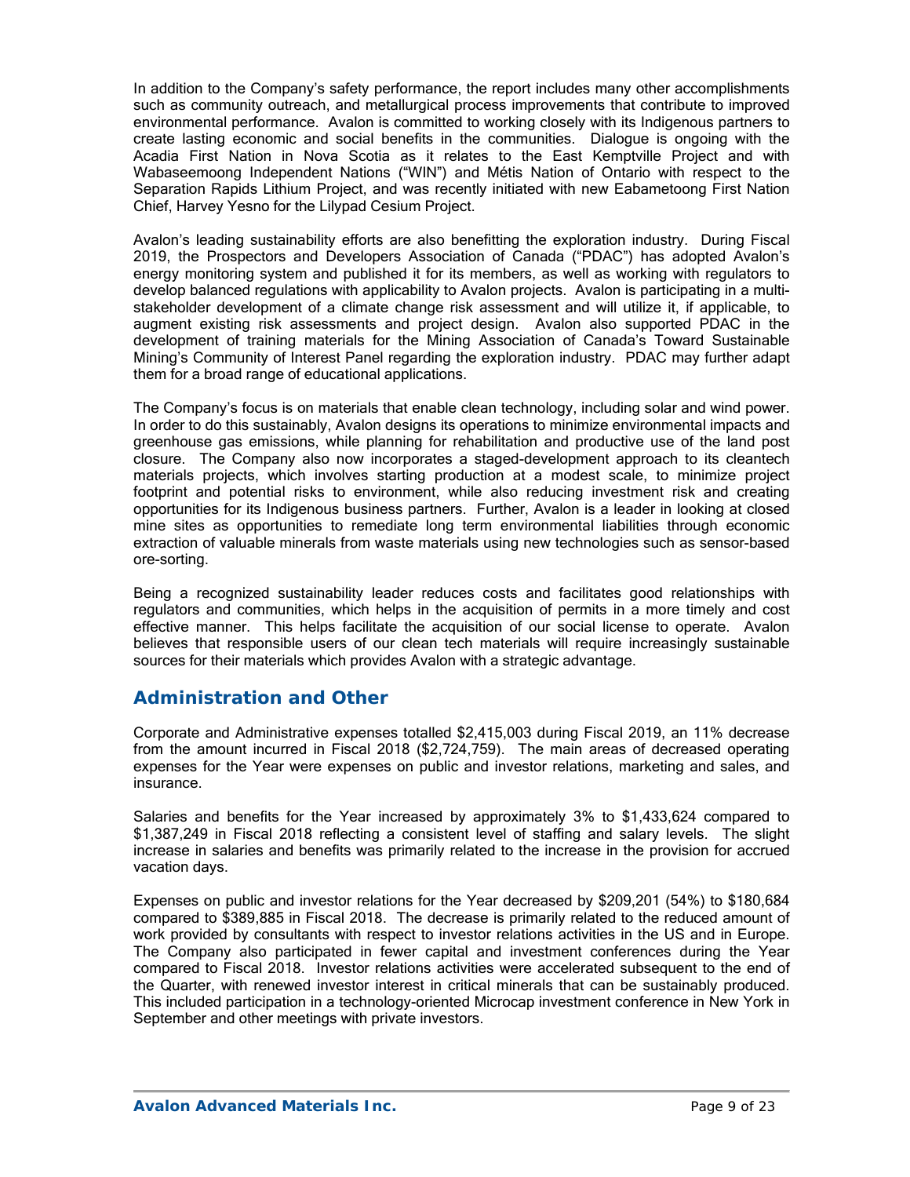In addition to the Company's safety performance, the report includes many other accomplishments such as community outreach, and metallurgical process improvements that contribute to improved environmental performance. Avalon is committed to working closely with its Indigenous partners to create lasting economic and social benefits in the communities. Dialogue is ongoing with the Acadia First Nation in Nova Scotia as it relates to the East Kemptville Project and with Wabaseemoong Independent Nations ("WIN") and Métis Nation of Ontario with respect to the Separation Rapids Lithium Project, and was recently initiated with new Eabametoong First Nation Chief, Harvey Yesno for the Lilypad Cesium Project.

Avalon's leading sustainability efforts are also benefitting the exploration industry. During Fiscal 2019, the Prospectors and Developers Association of Canada ("PDAC") has adopted Avalon's energy monitoring system and published it for its members, as well as working with regulators to develop balanced regulations with applicability to Avalon projects. Avalon is participating in a multi-stakeholder development of a climate change risk assessment and will utilize it, if applicable, to augment existing risk assessments and project design. Avalon also supported PDAC in the development of training materials for the Mining Association of Canada's Toward Sustainable Mining's Community of Interest Panel regarding the exploration industry. PDAC may further adapt them for a broad range of educational applications.

The Company's focus is on materials that enable clean technology, including solar and wind power. In order to do this sustainably, Avalon designs its operations to minimize environmental impacts and greenhouse gas emissions, while planning for rehabilitation and productive use of the land post closure. The Company also now incorporates a staged-development approach to its cleantech materials projects, which involves starting production at a modest scale, to minimize project footprint and potential risks to environment, while also reducing investment risk and creating opportunities for its Indigenous business partners. Further, Avalon is a leader in looking at closed mine sites as opportunities to remediate long term environmental liabilities through economic extraction of valuable minerals from waste materials using new technologies such as sensor-based ore-sorting.

Being a recognized sustainability leader reduces costs and facilitates good relationships with regulators and communities, which helps in the acquisition of permits in a more timely and cost effective manner. This helps facilitate the acquisition of our social license to operate. Avalon believes that responsible users of our clean tech materials will require increasingly sustainable sources for their materials which provides Avalon with a strategic advantage.

## Administration and Other

Corporate and Administrative expenses totalled $2,415,003 during Fiscal 2019, an 11% decrease from the amount incurred in Fiscal 2018 ($2,724,759). The main areas of decreased operating expenses for the Year were expenses on public and investor relations, marketing and sales, and insurance.

Salaries and benefits for the Year increased by approximately 3% to $1,433,624 compared to $1,387,249 in Fiscal 2018 reflecting a consistent level of staffing and salary levels. The slight increase in salaries and benefits was primarily related to the increase in the provision for accrued vacation days.

Expenses on public and investor relations for the Year decreased by $209,201 (54%) to $180,684 compared to $389,885 in Fiscal 2018. The decrease is primarily related to the reduced amount of work provided by consultants with respect to investor relations activities in the US and in Europe. The Company also participated in fewer capital and investment conferences during the Year compared to Fiscal 2018. Investor relations activities were accelerated subsequent to the end of the Quarter, with renewed investor interest in critical minerals that can be sustainably produced. This included participation in a technology-oriented Microcap investment conference in New York in September and other meetings with private investors.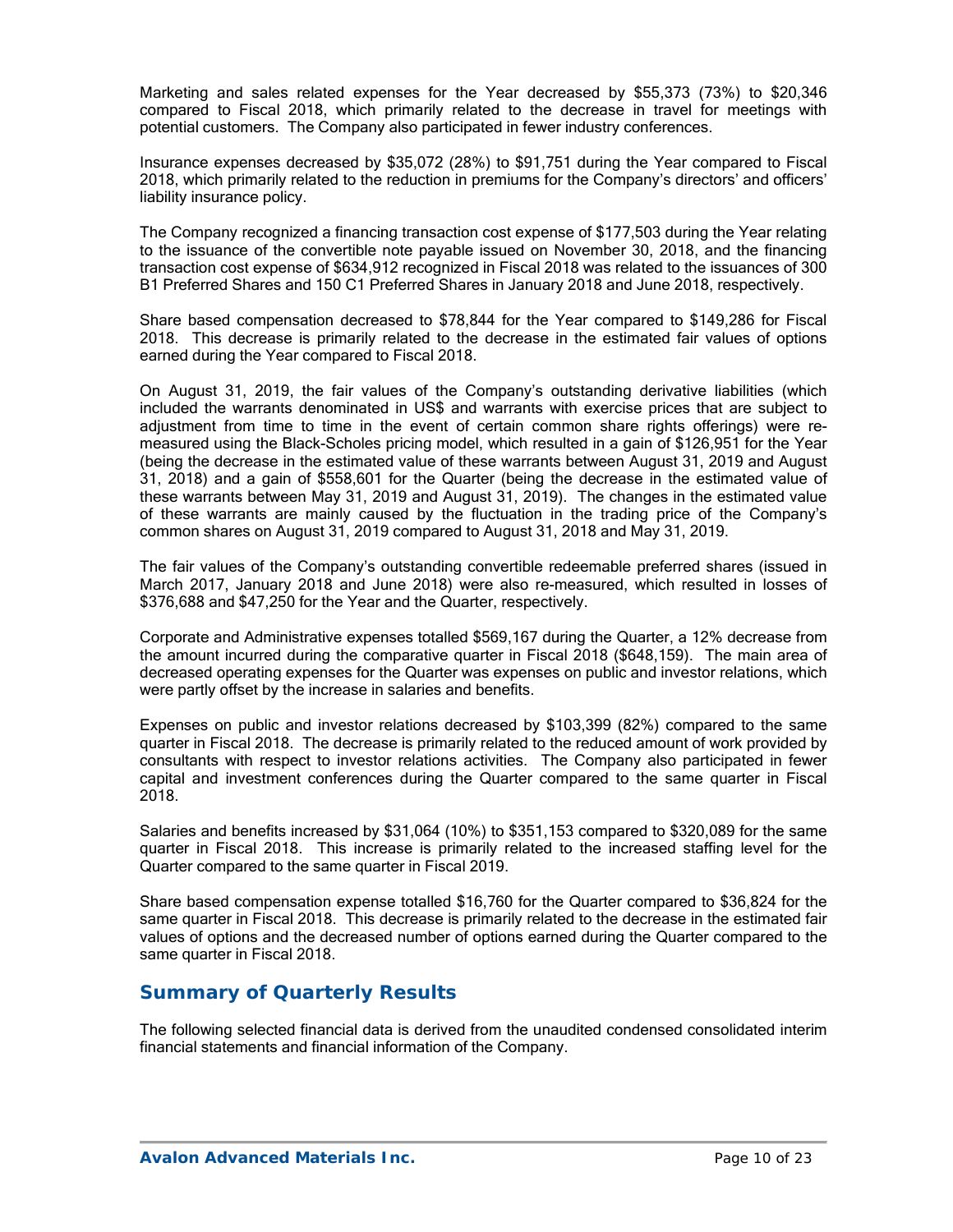Marketing and sales related expenses for the Year decreased by $55,373 (73%) to $20,346 compared to Fiscal 2018, which primarily related to the decrease in travel for meetings with potential customers. The Company also participated in fewer industry conferences.

Insurance expenses decreased by $35,072 (28%) to $91,751 during the Year compared to Fiscal 2018, which primarily related to the reduction in premiums for the Company's directors' and officers' liability insurance policy.

The Company recognized a financing transaction cost expense of $177,503 during the Year relating to the issuance of the convertible note payable issued on November 30, 2018, and the financing transaction cost expense of $634,912 recognized in Fiscal 2018 was related to the issuances of 300 B1 Preferred Shares and 150 C1 Preferred Shares in January 2018 and June 2018, respectively.

Share based compensation decreased to $78,844 for the Year compared to $149,286 for Fiscal 2018. This decrease is primarily related to the decrease in the estimated fair values of options earned during the Year compared to Fiscal 2018.

On August 31, 2019, the fair values of the Company's outstanding derivative liabilities (which included the warrants denominated in US$ and warrants with exercise prices that are subject to adjustment from time to time in the event of certain common share rights offerings) were re-measured using the Black-Scholes pricing model, which resulted in a gain of $126,951 for the Year (being the decrease in the estimated value of these warrants between August 31, 2019 and August 31, 2018) and a gain of $558,601 for the Quarter (being the decrease in the estimated value of these warrants between May 31, 2019 and August 31, 2019). The changes in the estimated value of these warrants are mainly caused by the fluctuation in the trading price of the Company's common shares on August 31, 2019 compared to August 31, 2018 and May 31, 2019.

The fair values of the Company's outstanding convertible redeemable preferred shares (issued in March 2017, January 2018 and June 2018) were also re-measured, which resulted in losses of $376,688 and $47,250 for the Year and the Quarter, respectively.

Corporate and Administrative expenses totalled $569,167 during the Quarter, a 12% decrease from the amount incurred during the comparative quarter in Fiscal 2018 ($648,159). The main area of decreased operating expenses for the Quarter was expenses on public and investor relations, which were partly offset by the increase in salaries and benefits.

Expenses on public and investor relations decreased by $103,399 (82%) compared to the same quarter in Fiscal 2018. The decrease is primarily related to the reduced amount of work provided by consultants with respect to investor relations activities. The Company also participated in fewer capital and investment conferences during the Quarter compared to the same quarter in Fiscal 2018.

Salaries and benefits increased by $31,064 (10%) to $351,153 compared to $320,089 for the same quarter in Fiscal 2018. This increase is primarily related to the increased staffing level for the Quarter compared to the same quarter in Fiscal 2019.

Share based compensation expense totalled $16,760 for the Quarter compared to $36,824 for the same quarter in Fiscal 2018. This decrease is primarily related to the decrease in the estimated fair values of options and the decreased number of options earned during the Quarter compared to the same quarter in Fiscal 2018.

## Summary of Quarterly Results

The following selected financial data is derived from the unaudited condensed consolidated interim financial statements and financial information of the Company.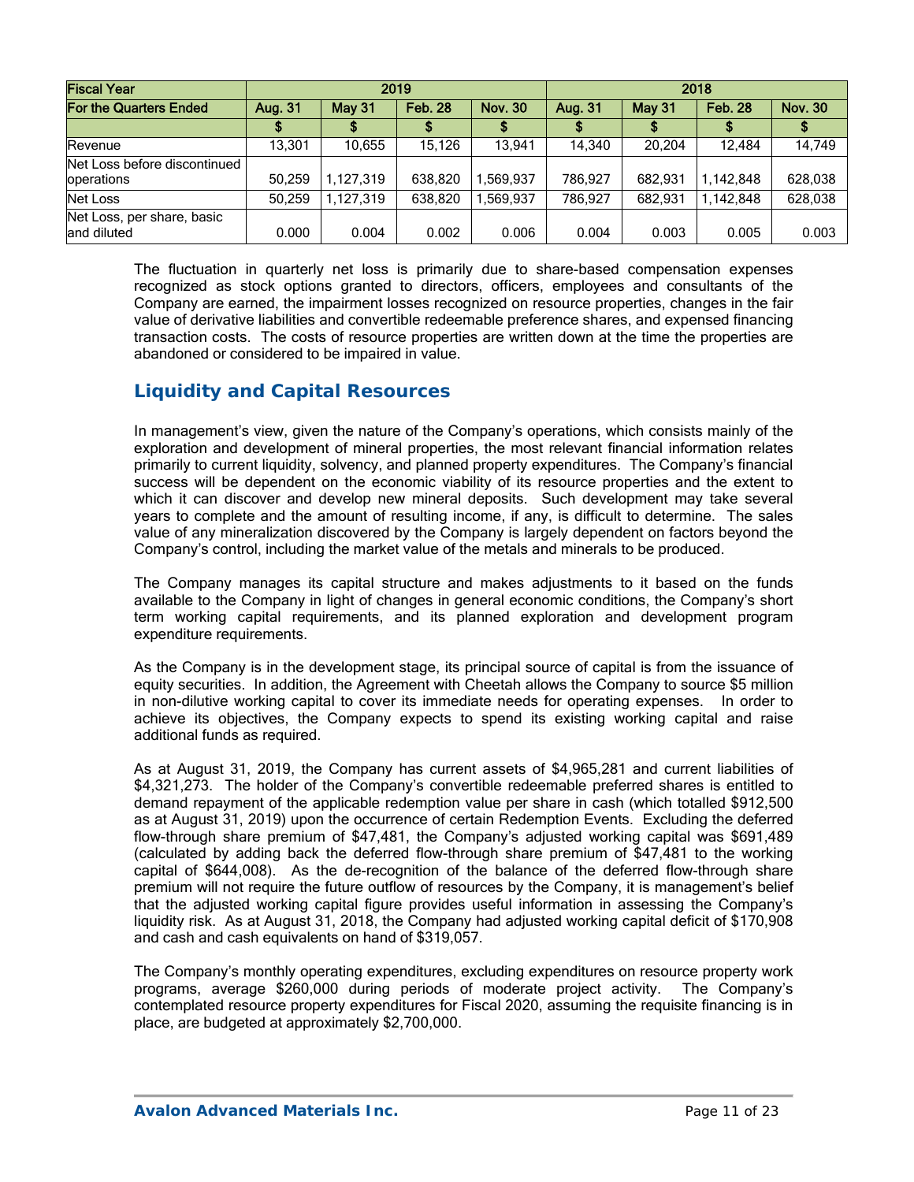| Fiscal Year | 2019 | | | | 2018 | | | |
|---|---|---|---|---|---|---|---|---|
| For the Quarters Ended | Aug. 31 | May 31 | Feb. 28 | Nov. 30 | Aug. 31 | May 31 | Feb. 28 | Nov. 30 |
| | $ | $ | $ | $ | $ | $ | $ | $ |
| Revenue | 13,301 | 10,655 | 15,126 | 13,941 | 14,340 | 20,204 | 12,484 | 14,749 |
| Net Loss before discontinued operations | 50,259 | 1,127,319 | 638,820 | 1,569,937 | 786,927 | 682,931 | 1,142,848 | 628,038 |
| Net Loss | 50,259 | 1,127,319 | 638,820 | 1,569,937 | 786,927 | 682,931 | 1,142,848 | 628,038 |
| Net Loss, per share, basic and diluted | 0.000 | 0.004 | 0.002 | 0.006 | 0.004 | 0.003 | 0.005 | 0.003 |

The fluctuation in quarterly net loss is primarily due to share-based compensation expenses recognized as stock options granted to directors, officers, employees and consultants of the Company are earned, the impairment losses recognized on resource properties, changes in the fair value of derivative liabilities and convertible redeemable preference shares, and expensed financing transaction costs. The costs of resource properties are written down at the time the properties are abandoned or considered to be impaired in value.

## Liquidity and Capital Resources

In management's view, given the nature of the Company's operations, which consists mainly of the exploration and development of mineral properties, the most relevant financial information relates primarily to current liquidity, solvency, and planned property expenditures. The Company's financial success will be dependent on the economic viability of its resource properties and the extent to which it can discover and develop new mineral deposits. Such development may take several years to complete and the amount of resulting income, if any, is difficult to determine. The sales value of any mineralization discovered by the Company is largely dependent on factors beyond the Company's control, including the market value of the metals and minerals to be produced.

The Company manages its capital structure and makes adjustments to it based on the funds available to the Company in light of changes in general economic conditions, the Company's short term working capital requirements, and its planned exploration and development program expenditure requirements.

As the Company is in the development stage, its principal source of capital is from the issuance of equity securities. In addition, the Agreement with Cheetah allows the Company to source $5 million in non-dilutive working capital to cover its immediate needs for operating expenses. In order to achieve its objectives, the Company expects to spend its existing working capital and raise additional funds as required.

As at August 31, 2019, the Company has current assets of $4,965,281 and current liabilities of $4,321,273. The holder of the Company's convertible redeemable preferred shares is entitled to demand repayment of the applicable redemption value per share in cash (which totalled $912,500 as at August 31, 2019) upon the occurrence of certain Redemption Events. Excluding the deferred flow-through share premium of $47,481, the Company's adjusted working capital was $691,489 (calculated by adding back the deferred flow-through share premium of $47,481 to the working capital of $644,008). As the de-recognition of the balance of the deferred flow-through share premium will not require the future outflow of resources by the Company, it is management's belief that the adjusted working capital figure provides useful information in assessing the Company's liquidity risk. As at August 31, 2018, the Company had adjusted working capital deficit of $170,908 and cash and cash equivalents on hand of $319,057.

The Company's monthly operating expenditures, excluding expenditures on resource property work programs, average $260,000 during periods of moderate project activity. The Company's contemplated resource property expenditures for Fiscal 2020, assuming the requisite financing is in place, are budgeted at approximately $2,700,000.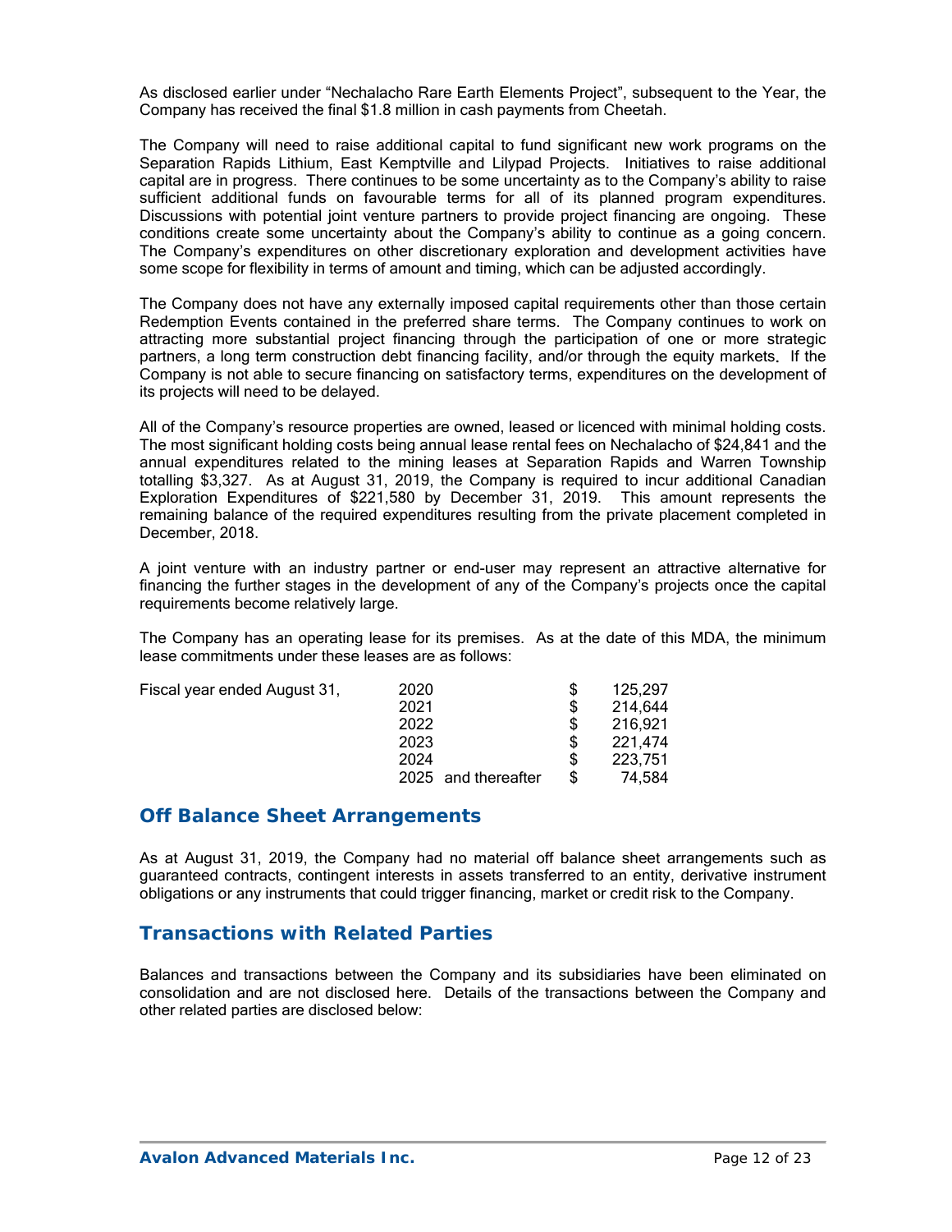As disclosed earlier under "Nechalacho Rare Earth Elements Project", subsequent to the Year, the Company has received the final $1.8 million in cash payments from Cheetah.

The Company will need to raise additional capital to fund significant new work programs on the Separation Rapids Lithium, East Kemptville and Lilypad Projects. Initiatives to raise additional capital are in progress. There continues to be some uncertainty as to the Company's ability to raise sufficient additional funds on favourable terms for all of its planned program expenditures. Discussions with potential joint venture partners to provide project financing are ongoing. These conditions create some uncertainty about the Company's ability to continue as a going concern. The Company's expenditures on other discretionary exploration and development activities have some scope for flexibility in terms of amount and timing, which can be adjusted accordingly.

The Company does not have any externally imposed capital requirements other than those certain Redemption Events contained in the preferred share terms. The Company continues to work on attracting more substantial project financing through the participation of one or more strategic partners, a long term construction debt financing facility, and/or through the equity markets. If the Company is not able to secure financing on satisfactory terms, expenditures on the development of its projects will need to be delayed.

All of the Company's resource properties are owned, leased or licenced with minimal holding costs. The most significant holding costs being annual lease rental fees on Nechalacho of $24,841 and the annual expenditures related to the mining leases at Separation Rapids and Warren Township totalling $3,327. As at August 31, 2019, the Company is required to incur additional Canadian Exploration Expenditures of $221,580 by December 31, 2019. This amount represents the remaining balance of the required expenditures resulting from the private placement completed in December, 2018.

A joint venture with an industry partner or end-user may represent an attractive alternative for financing the further stages in the development of any of the Company's projects once the capital requirements become relatively large.

The Company has an operating lease for its premises. As at the date of this MDA, the minimum lease commitments under these leases are as follows:

| Fiscal year ended August 31, | | | |
|---|---|---|---|
| | 2020 | $ | 125,297 |
| | 2021 | $ | 214,644 |
| | 2022 | $ | 216,921 |
| | 2023 | $ | 221,474 |
| | 2024 | $ | 223,751 |
| | 2025 and thereafter | $ | 74,584 |

## Off Balance Sheet Arrangements

As at August 31, 2019, the Company had no material off balance sheet arrangements such as guaranteed contracts, contingent interests in assets transferred to an entity, derivative instrument obligations or any instruments that could trigger financing, market or credit risk to the Company.

## Transactions with Related Parties

Balances and transactions between the Company and its subsidiaries have been eliminated on consolidation and are not disclosed here. Details of the transactions between the Company and other related parties are disclosed below: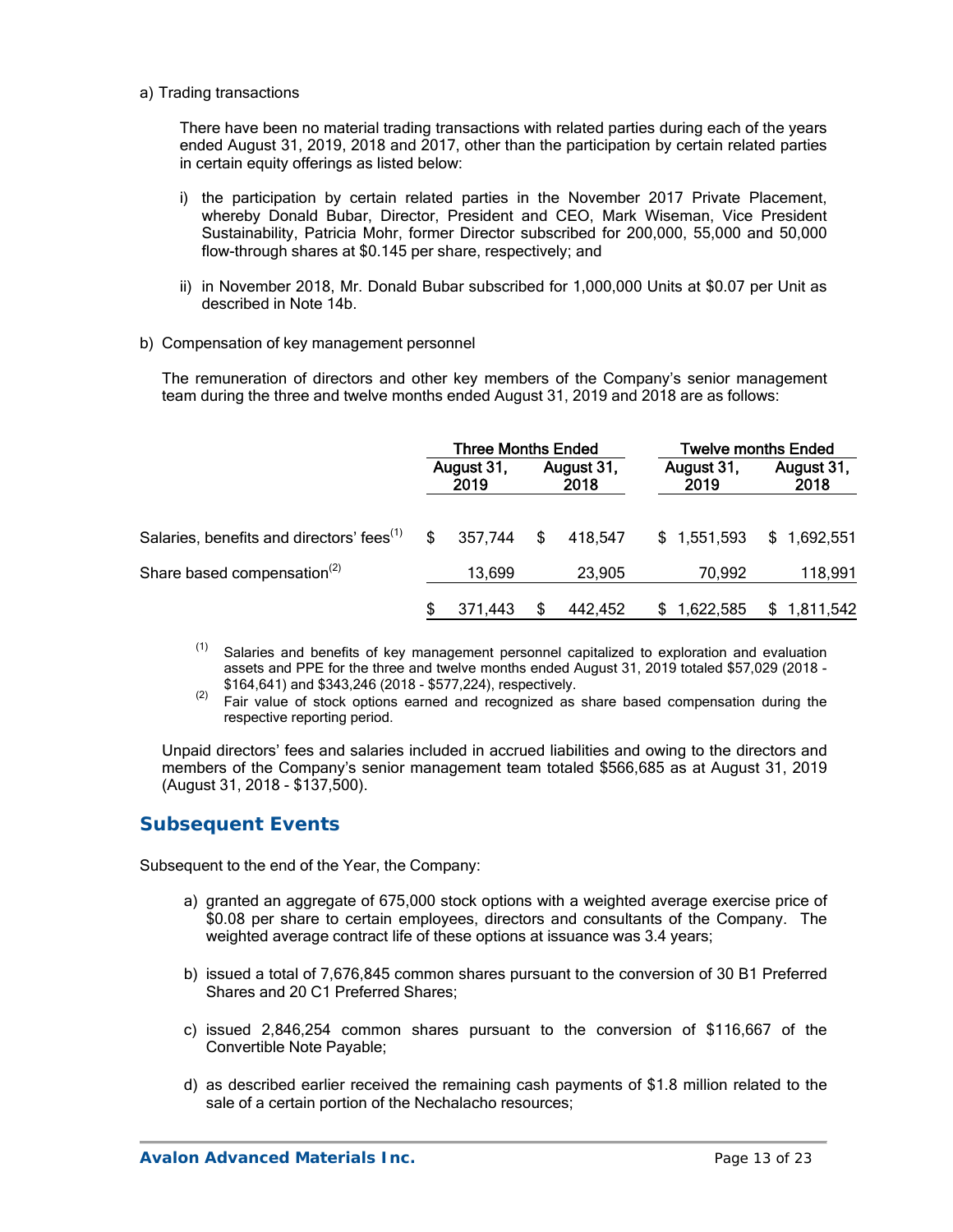a) Trading transactions

There have been no material trading transactions with related parties during each of the years ended August 31, 2019, 2018 and 2017, other than the participation by certain related parties in certain equity offerings as listed below:

i) the participation by certain related parties in the November 2017 Private Placement, whereby Donald Bubar, Director, President and CEO, Mark Wiseman, Vice President Sustainability, Patricia Mohr, former Director subscribed for 200,000, 55,000 and 50,000 flow-through shares at $0.145 per share, respectively; and

ii) in November 2018, Mr. Donald Bubar subscribed for 1,000,000 Units at $0.07 per Unit as described in Note 14b.

b) Compensation of key management personnel

The remuneration of directors and other key members of the Company's senior management team during the three and twelve months ended August 31, 2019 and 2018 are as follows:

| | Three Months Ended | | Twelve months Ended | |
|---|---|---|---|---|
| | August 31, 2019 | August 31, 2018 | August 31, 2019 | August 31, 2018 |
| Salaries, benefits and directors' fees[(1)] | $ 357,744 | $ 418,547 | $ 1,551,593 | $ 1,692,551 |
| Share based compensation[(2)] | 13,699 | 23,905 | 70,992 | 118,991 |
| | $ 371,443 | $ 442,452 | $ 1,622,585 | $ 1,811,542 |

(1) Salaries and benefits of key management personnel capitalized to exploration and evaluation assets and PPE for the three and twelve months ended August 31, 2019 totaled $57,029 (2018 - $164,641) and $343,246 (2018 - $577,224), respectively.

(2) Fair value of stock options earned and recognized as share based compensation during the respective reporting period.

Unpaid directors' fees and salaries included in accrued liabilities and owing to the directors and members of the Company's senior management team totaled $566,685 as at August 31, 2019 (August 31, 2018 - $137,500).

## Subsequent Events

Subsequent to the end of the Year, the Company:

a) granted an aggregate of 675,000 stock options with a weighted average exercise price of $0.08 per share to certain employees, directors and consultants of the Company. The weighted average contract life of these options at issuance was 3.4 years;

b) issued a total of 7,676,845 common shares pursuant to the conversion of 30 B1 Preferred Shares and 20 C1 Preferred Shares;

c) issued 2,846,254 common shares pursuant to the conversion of $116,667 of the Convertible Note Payable;

d) as described earlier received the remaining cash payments of $1.8 million related to the sale of a certain portion of the Nechalacho resources;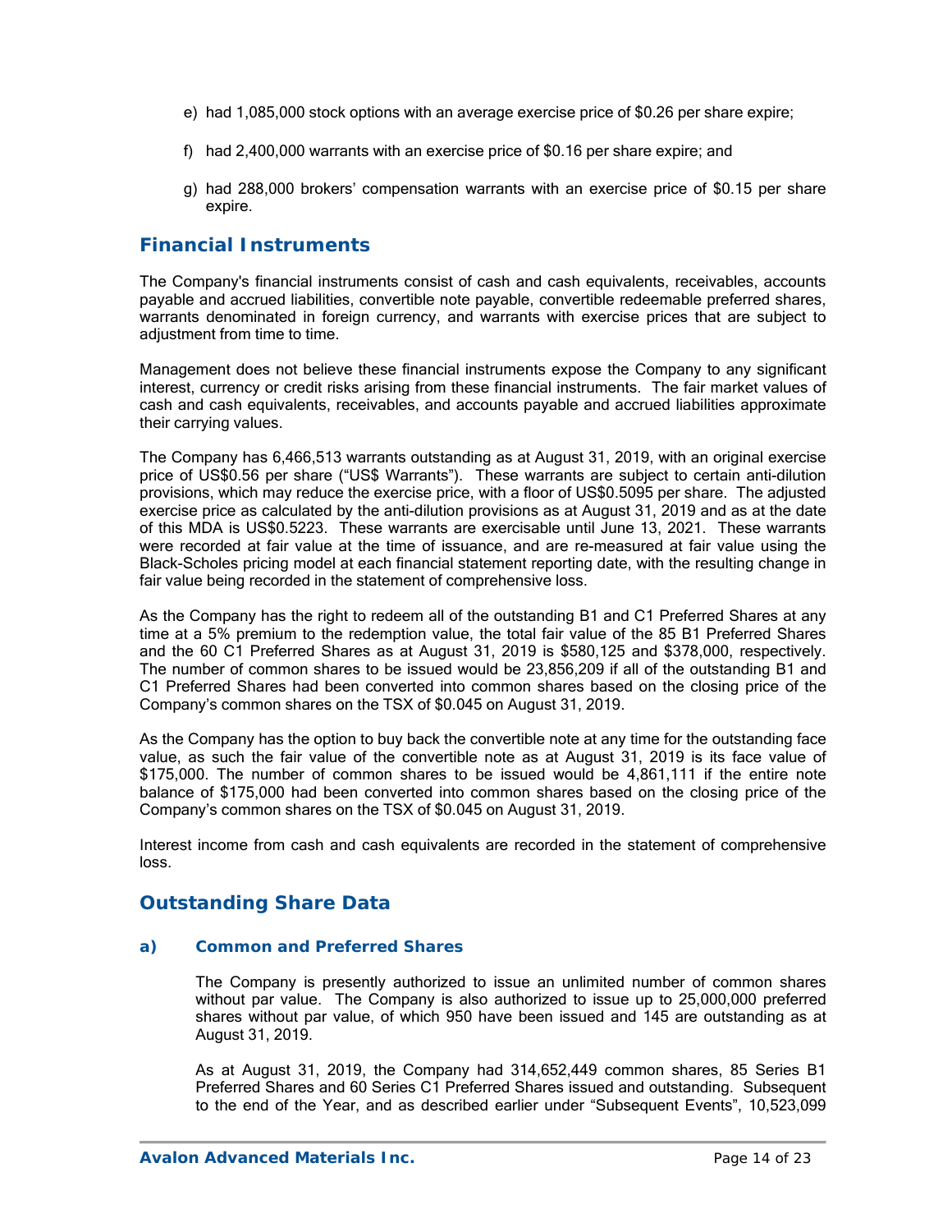e) had 1,085,000 stock options with an average exercise price of $0.26 per share expire;

f) had 2,400,000 warrants with an exercise price of $0.16 per share expire; and

g) had 288,000 brokers' compensation warrants with an exercise price of $0.15 per share expire.

## Financial Instruments

The Company's financial instruments consist of cash and cash equivalents, receivables, accounts payable and accrued liabilities, convertible note payable, convertible redeemable preferred shares, warrants denominated in foreign currency, and warrants with exercise prices that are subject to adjustment from time to time.

Management does not believe these financial instruments expose the Company to any significant interest, currency or credit risks arising from these financial instruments. The fair market values of cash and cash equivalents, receivables, and accounts payable and accrued liabilities approximate their carrying values.

The Company has 6,466,513 warrants outstanding as at August 31, 2019, with an original exercise price of US$0.56 per share ("US$ Warrants"). These warrants are subject to certain anti-dilution provisions, which may reduce the exercise price, with a floor of US$0.5095 per share. The adjusted exercise price as calculated by the anti-dilution provisions as at August 31, 2019 and as at the date of this MDA is US$0.5223. These warrants are exercisable until June 13, 2021. These warrants were recorded at fair value at the time of issuance, and are re-measured at fair value using the Black-Scholes pricing model at each financial statement reporting date, with the resulting change in fair value being recorded in the statement of comprehensive loss.

As the Company has the right to redeem all of the outstanding B1 and C1 Preferred Shares at any time at a 5% premium to the redemption value, the total fair value of the 85 B1 Preferred Shares and the 60 C1 Preferred Shares as at August 31, 2019 is $580,125 and $378,000, respectively. The number of common shares to be issued would be 23,856,209 if all of the outstanding B1 and C1 Preferred Shares had been converted into common shares based on the closing price of the Company's common shares on the TSX of $0.045 on August 31, 2019.

As the Company has the option to buy back the convertible note at any time for the outstanding face value, as such the fair value of the convertible note as at August 31, 2019 is its face value of $175,000. The number of common shares to be issued would be 4,861,111 if the entire note balance of $175,000 had been converted into common shares based on the closing price of the Company's common shares on the TSX of $0.045 on August 31, 2019.

Interest income from cash and cash equivalents are recorded in the statement of comprehensive loss.

## Outstanding Share Data

### a) Common and Preferred Shares

The Company is presently authorized to issue an unlimited number of common shares without par value. The Company is also authorized to issue up to 25,000,000 preferred shares without par value, of which 950 have been issued and 145 are outstanding as at August 31, 2019.

As at August 31, 2019, the Company had 314,652,449 common shares, 85 Series B1 Preferred Shares and 60 Series C1 Preferred Shares issued and outstanding. Subsequent to the end of the Year, and as described earlier under "Subsequent Events", 10,523,099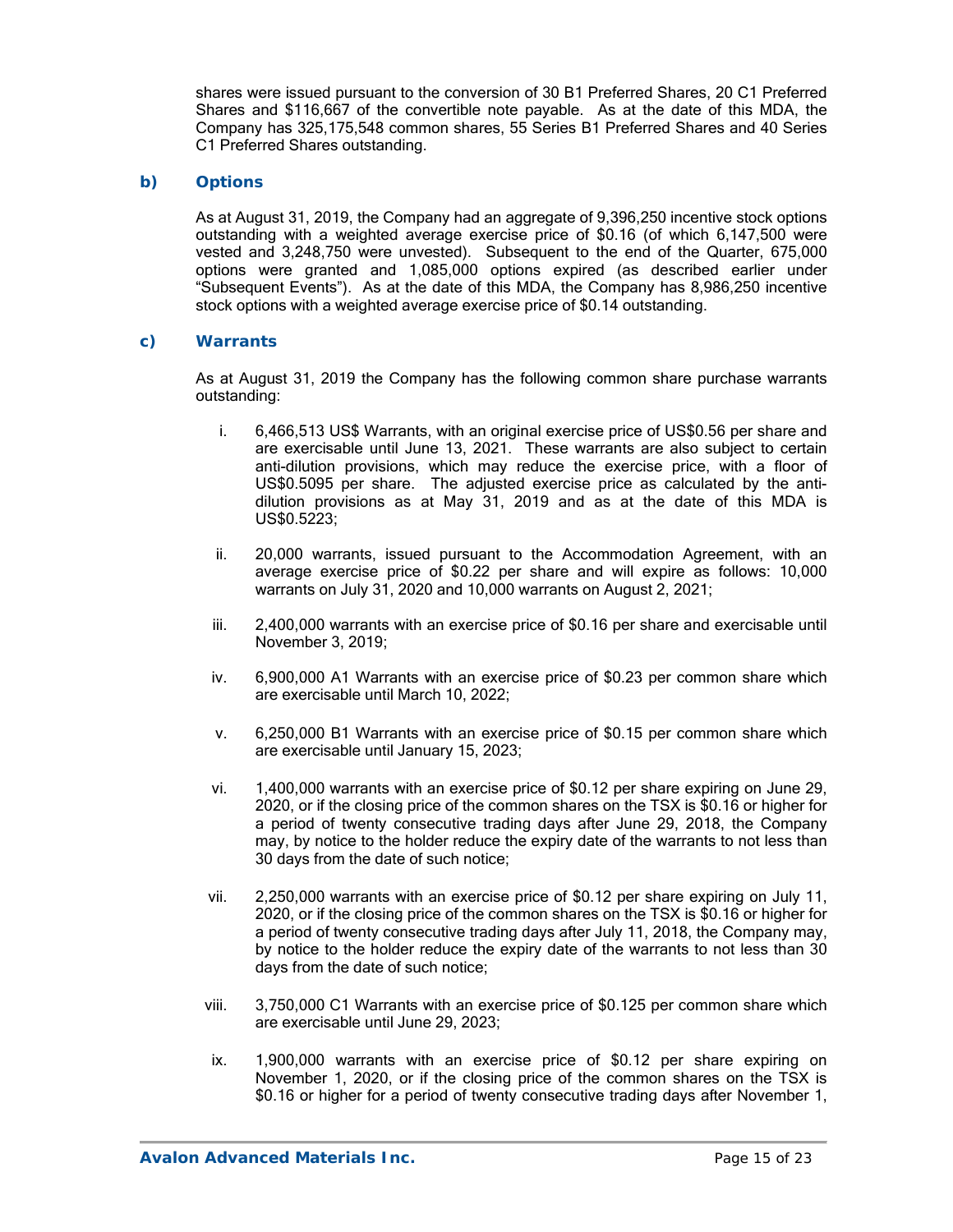shares were issued pursuant to the conversion of 30 B1 Preferred Shares, 20 C1 Preferred Shares and $116,667 of the convertible note payable. As at the date of this MDA, the Company has 325,175,548 common shares, 55 Series B1 Preferred Shares and 40 Series C1 Preferred Shares outstanding.

### b) Options

As at August 31, 2019, the Company had an aggregate of 9,396,250 incentive stock options outstanding with a weighted average exercise price of $0.16 (of which 6,147,500 were vested and 3,248,750 were unvested). Subsequent to the end of the Quarter, 675,000 options were granted and 1,085,000 options expired (as described earlier under "Subsequent Events"). As at the date of this MDA, the Company has 8,986,250 incentive stock options with a weighted average exercise price of $0.14 outstanding.

### c) Warrants

As at August 31, 2019 the Company has the following common share purchase warrants outstanding:

i. 6,466,513 US$ Warrants, with an original exercise price of US$0.56 per share and are exercisable until June 13, 2021. These warrants are also subject to certain anti-dilution provisions, which may reduce the exercise price, with a floor of US$0.5095 per share. The adjusted exercise price as calculated by the anti-dilution provisions as at May 31, 2019 and as at the date of this MDA is US$0.5223;

ii. 20,000 warrants, issued pursuant to the Accommodation Agreement, with an average exercise price of $0.22 per share and will expire as follows: 10,000 warrants on July 31, 2020 and 10,000 warrants on August 2, 2021;

iii. 2,400,000 warrants with an exercise price of $0.16 per share and exercisable until November 3, 2019;

iv. 6,900,000 A1 Warrants with an exercise price of $0.23 per common share which are exercisable until March 10, 2022;

v. 6,250,000 B1 Warrants with an exercise price of $0.15 per common share which are exercisable until January 15, 2023;

vi. 1,400,000 warrants with an exercise price of $0.12 per share expiring on June 29, 2020, or if the closing price of the common shares on the TSX is $0.16 or higher for a period of twenty consecutive trading days after June 29, 2018, the Company may, by notice to the holder reduce the expiry date of the warrants to not less than 30 days from the date of such notice;

vii. 2,250,000 warrants with an exercise price of $0.12 per share expiring on July 11, 2020, or if the closing price of the common shares on the TSX is $0.16 or higher for a period of twenty consecutive trading days after July 11, 2018, the Company may, by notice to the holder reduce the expiry date of the warrants to not less than 30 days from the date of such notice;

viii. 3,750,000 C1 Warrants with an exercise price of $0.125 per common share which are exercisable until June 29, 2023;

ix. 1,900,000 warrants with an exercise price of $0.12 per share expiring on November 1, 2020, or if the closing price of the common shares on the TSX is $0.16 or higher for a period of twenty consecutive trading days after November 1,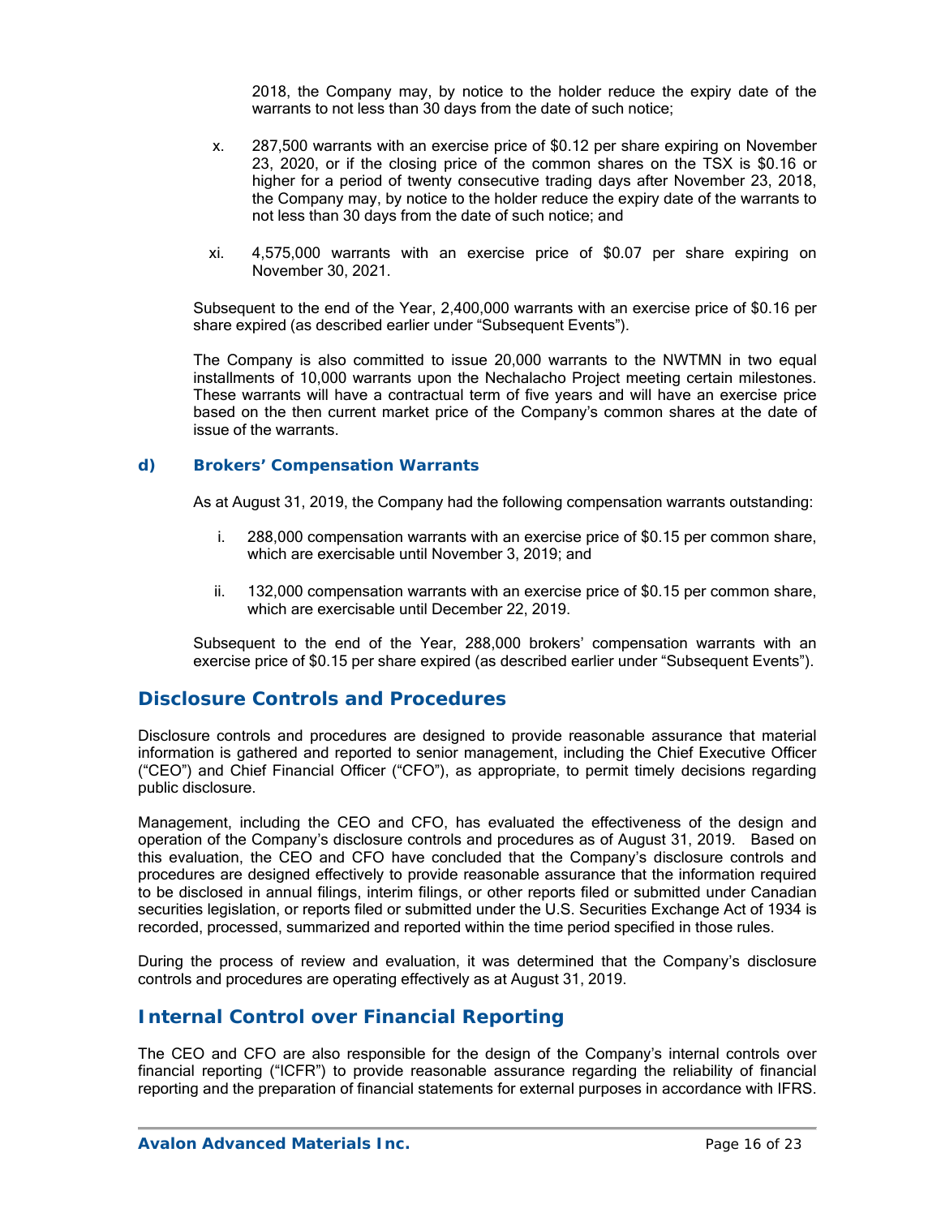2018, the Company may, by notice to the holder reduce the expiry date of the warrants to not less than 30 days from the date of such notice;

x. 287,500 warrants with an exercise price of $0.12 per share expiring on November 23, 2020, or if the closing price of the common shares on the TSX is $0.16 or higher for a period of twenty consecutive trading days after November 23, 2018, the Company may, by notice to the holder reduce the expiry date of the warrants to not less than 30 days from the date of such notice; and

xi. 4,575,000 warrants with an exercise price of $0.07 per share expiring on November 30, 2021.

Subsequent to the end of the Year, 2,400,000 warrants with an exercise price of $0.16 per share expired (as described earlier under "Subsequent Events").

The Company is also committed to issue 20,000 warrants to the NWTMN in two equal installments of 10,000 warrants upon the Nechalacho Project meeting certain milestones. These warrants will have a contractual term of five years and will have an exercise price based on the then current market price of the Company's common shares at the date of issue of the warrants.

### d) Brokers' Compensation Warrants

As at August 31, 2019, the Company had the following compensation warrants outstanding:

i. 288,000 compensation warrants with an exercise price of $0.15 per common share, which are exercisable until November 3, 2019; and

ii. 132,000 compensation warrants with an exercise price of $0.15 per common share, which are exercisable until December 22, 2019.

Subsequent to the end of the Year, 288,000 brokers' compensation warrants with an exercise price of $0.15 per share expired (as described earlier under "Subsequent Events").

## Disclosure Controls and Procedures

Disclosure controls and procedures are designed to provide reasonable assurance that material information is gathered and reported to senior management, including the Chief Executive Officer ("CEO") and Chief Financial Officer ("CFO"), as appropriate, to permit timely decisions regarding public disclosure.

Management, including the CEO and CFO, has evaluated the effectiveness of the design and operation of the Company's disclosure controls and procedures as of August 31, 2019. Based on this evaluation, the CEO and CFO have concluded that the Company's disclosure controls and procedures are designed effectively to provide reasonable assurance that the information required to be disclosed in annual filings, interim filings, or other reports filed or submitted under Canadian securities legislation, or reports filed or submitted under the U.S. Securities Exchange Act of 1934 is recorded, processed, summarized and reported within the time period specified in those rules.

During the process of review and evaluation, it was determined that the Company's disclosure controls and procedures are operating effectively as at August 31, 2019.

## Internal Control over Financial Reporting

The CEO and CFO are also responsible for the design of the Company's internal controls over financial reporting ("ICFR") to provide reasonable assurance regarding the reliability of financial reporting and the preparation of financial statements for external purposes in accordance with IFRS.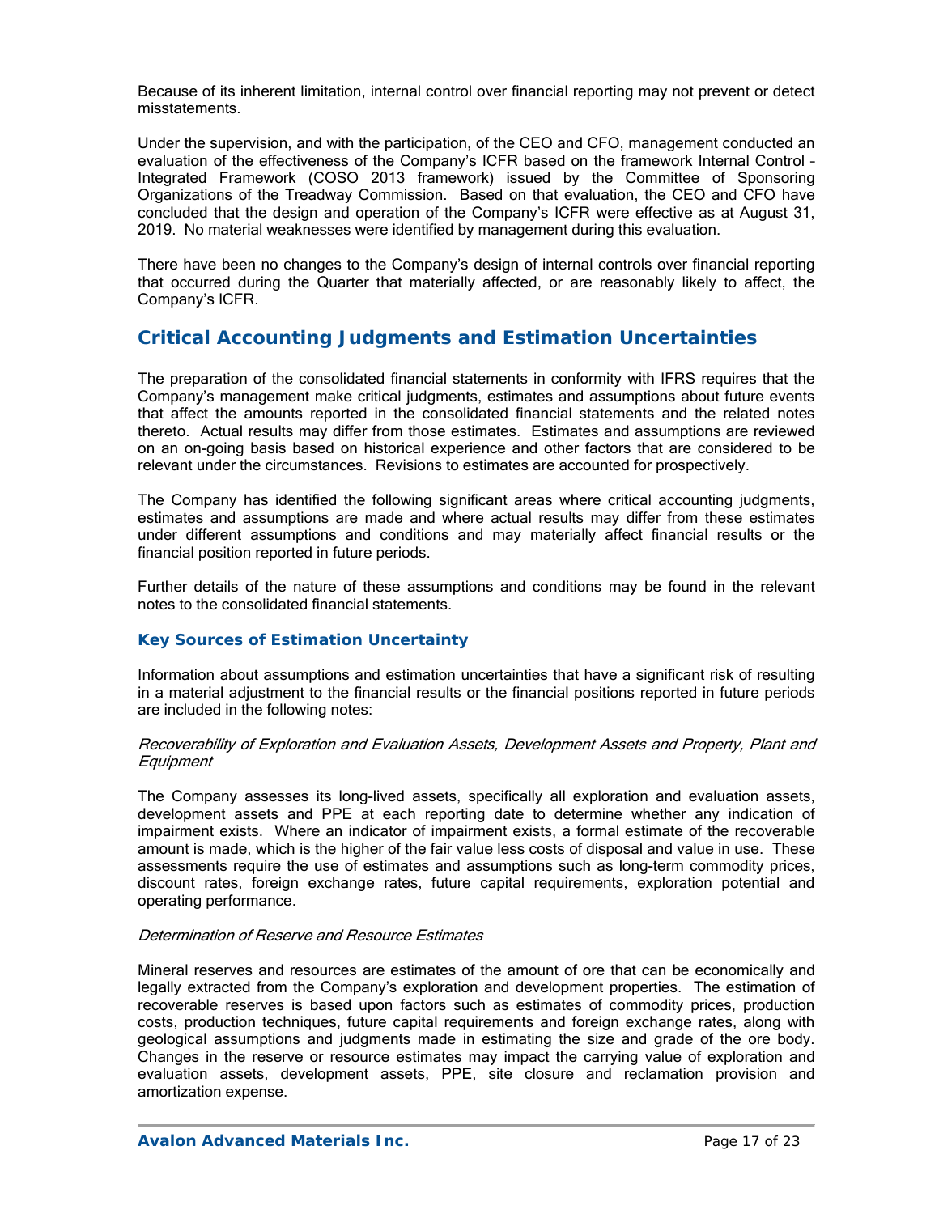Because of its inherent limitation, internal control over financial reporting may not prevent or detect misstatements.

Under the supervision, and with the participation, of the CEO and CFO, management conducted an evaluation of the effectiveness of the Company's ICFR based on the framework Internal Control – Integrated Framework (COSO 2013 framework) issued by the Committee of Sponsoring Organizations of the Treadway Commission. Based on that evaluation, the CEO and CFO have concluded that the design and operation of the Company's ICFR were effective as at August 31, 2019. No material weaknesses were identified by management during this evaluation.

There have been no changes to the Company's design of internal controls over financial reporting that occurred during the Quarter that materially affected, or are reasonably likely to affect, the Company's ICFR.

## Critical Accounting Judgments and Estimation Uncertainties

The preparation of the consolidated financial statements in conformity with IFRS requires that the Company's management make critical judgments, estimates and assumptions about future events that affect the amounts reported in the consolidated financial statements and the related notes thereto. Actual results may differ from those estimates. Estimates and assumptions are reviewed on an on-going basis based on historical experience and other factors that are considered to be relevant under the circumstances. Revisions to estimates are accounted for prospectively.

The Company has identified the following significant areas where critical accounting judgments, estimates and assumptions are made and where actual results may differ from these estimates under different assumptions and conditions and may materially affect financial results or the financial position reported in future periods.

Further details of the nature of these assumptions and conditions may be found in the relevant notes to the consolidated financial statements.

### Key Sources of Estimation Uncertainty

Information about assumptions and estimation uncertainties that have a significant risk of resulting in a material adjustment to the financial results or the financial positions reported in future periods are included in the following notes:

*Recoverability of Exploration and Evaluation Assets, Development Assets and Property, Plant and Equipment*

The Company assesses its long-lived assets, specifically all exploration and evaluation assets, development assets and PPE at each reporting date to determine whether any indication of impairment exists. Where an indicator of impairment exists, a formal estimate of the recoverable amount is made, which is the higher of the fair value less costs of disposal and value in use. These assessments require the use of estimates and assumptions such as long-term commodity prices, discount rates, foreign exchange rates, future capital requirements, exploration potential and operating performance.

*Determination of Reserve and Resource Estimates*

Mineral reserves and resources are estimates of the amount of ore that can be economically and legally extracted from the Company's exploration and development properties. The estimation of recoverable reserves is based upon factors such as estimates of commodity prices, production costs, production techniques, future capital requirements and foreign exchange rates, along with geological assumptions and judgments made in estimating the size and grade of the ore body. Changes in the reserve or resource estimates may impact the carrying value of exploration and evaluation assets, development assets, PPE, site closure and reclamation provision and amortization expense.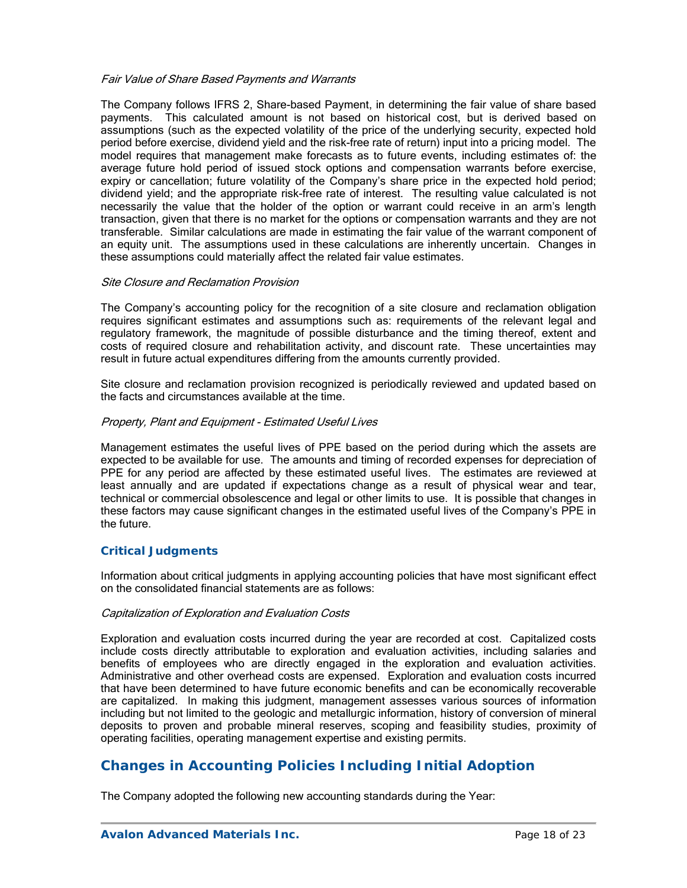*Fair Value of Share Based Payments and Warrants*

The Company follows IFRS 2, Share-based Payment, in determining the fair value of share based payments. This calculated amount is not based on historical cost, but is derived based on assumptions (such as the expected volatility of the price of the underlying security, expected hold period before exercise, dividend yield and the risk-free rate of return) input into a pricing model. The model requires that management make forecasts as to future events, including estimates of: the average future hold period of issued stock options and compensation warrants before exercise, expiry or cancellation; future volatility of the Company's share price in the expected hold period; dividend yield; and the appropriate risk-free rate of interest. The resulting value calculated is not necessarily the value that the holder of the option or warrant could receive in an arm's length transaction, given that there is no market for the options or compensation warrants and they are not transferable. Similar calculations are made in estimating the fair value of the warrant component of an equity unit. The assumptions used in these calculations are inherently uncertain. Changes in these assumptions could materially affect the related fair value estimates.

*Site Closure and Reclamation Provision*

The Company's accounting policy for the recognition of a site closure and reclamation obligation requires significant estimates and assumptions such as: requirements of the relevant legal and regulatory framework, the magnitude of possible disturbance and the timing thereof, extent and costs of required closure and rehabilitation activity, and discount rate. These uncertainties may result in future actual expenditures differing from the amounts currently provided.

Site closure and reclamation provision recognized is periodically reviewed and updated based on the facts and circumstances available at the time.

*Property, Plant and Equipment - Estimated Useful Lives*

Management estimates the useful lives of PPE based on the period during which the assets are expected to be available for use. The amounts and timing of recorded expenses for depreciation of PPE for any period are affected by these estimated useful lives. The estimates are reviewed at least annually and are updated if expectations change as a result of physical wear and tear, technical or commercial obsolescence and legal or other limits to use. It is possible that changes in these factors may cause significant changes in the estimated useful lives of the Company's PPE in the future.

### Critical Judgments

Information about critical judgments in applying accounting policies that have most significant effect on the consolidated financial statements are as follows:

*Capitalization of Exploration and Evaluation Costs*

Exploration and evaluation costs incurred during the year are recorded at cost. Capitalized costs include costs directly attributable to exploration and evaluation activities, including salaries and benefits of employees who are directly engaged in the exploration and evaluation activities. Administrative and other overhead costs are expensed. Exploration and evaluation costs incurred that have been determined to have future economic benefits and can be economically recoverable are capitalized. In making this judgment, management assesses various sources of information including but not limited to the geologic and metallurgic information, history of conversion of mineral deposits to proven and probable mineral reserves, scoping and feasibility studies, proximity of operating facilities, operating management expertise and existing permits.

## Changes in Accounting Policies Including Initial Adoption

The Company adopted the following new accounting standards during the Year: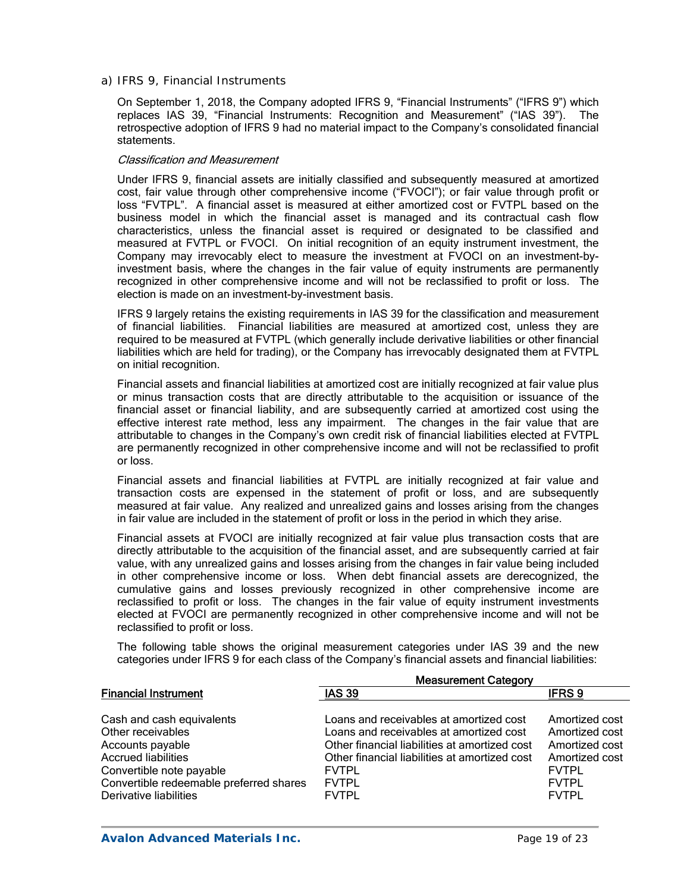a) IFRS 9, Financial Instruments

On September 1, 2018, the Company adopted IFRS 9, "Financial Instruments" ("IFRS 9") which replaces IAS 39, "Financial Instruments: Recognition and Measurement" ("IAS 39"). The retrospective adoption of IFRS 9 had no material impact to the Company's consolidated financial statements.

*Classification and Measurement*

Under IFRS 9, financial assets are initially classified and subsequently measured at amortized cost, fair value through other comprehensive income ("FVOCI"); or fair value through profit or loss "FVTPL". A financial asset is measured at either amortized cost or FVTPL based on the business model in which the financial asset is managed and its contractual cash flow characteristics, unless the financial asset is required or designated to be classified and measured at FVTPL or FVOCI. On initial recognition of an equity instrument investment, the Company may irrevocably elect to measure the investment at FVOCI on an investment-by-investment basis, where the changes in the fair value of equity instruments are permanently recognized in other comprehensive income and will not be reclassified to profit or loss. The election is made on an investment-by-investment basis.

IFRS 9 largely retains the existing requirements in IAS 39 for the classification and measurement of financial liabilities. Financial liabilities are measured at amortized cost, unless they are required to be measured at FVTPL (which generally include derivative liabilities or other financial liabilities which are held for trading), or the Company has irrevocably designated them at FVTPL on initial recognition.

Financial assets and financial liabilities at amortized cost are initially recognized at fair value plus or minus transaction costs that are directly attributable to the acquisition or issuance of the financial asset or financial liability, and are subsequently carried at amortized cost using the effective interest rate method, less any impairment. The changes in the fair value that are attributable to changes in the Company's own credit risk of financial liabilities elected at FVTPL are permanently recognized in other comprehensive income and will not be reclassified to profit or loss.

Financial assets and financial liabilities at FVTPL are initially recognized at fair value and transaction costs are expensed in the statement of profit or loss, and are subsequently measured at fair value. Any realized and unrealized gains and losses arising from the changes in fair value are included in the statement of profit or loss in the period in which they arise.

Financial assets at FVOCI are initially recognized at fair value plus transaction costs that are directly attributable to the acquisition of the financial asset, and are subsequently carried at fair value, with any unrealized gains and losses arising from the changes in fair value being included in other comprehensive income or loss. When debt financial assets are derecognized, the cumulative gains and losses previously recognized in other comprehensive income are reclassified to profit or loss. The changes in the fair value of equity instrument investments elected at FVOCI are permanently recognized in other comprehensive income and will not be reclassified to profit or loss.

The following table shows the original measurement categories under IAS 39 and the new categories under IFRS 9 for each class of the Company's financial assets and financial liabilities:

| | Measurement Category | |
|---|---|---|
| **Financial Instrument** | **IAS 39** | **IFRS 9** |
| Cash and cash equivalents | Loans and receivables at amortized cost | Amortized cost |
| Other receivables | Loans and receivables at amortized cost | Amortized cost |
| Accounts payable | Other financial liabilities at amortized cost | Amortized cost |
| Accrued liabilities | Other financial liabilities at amortized cost | Amortized cost |
| Convertible note payable | FVTPL | FVTPL |
| Convertible redeemable preferred shares | FVTPL | FVTPL |
| Derivative liabilities | FVTPL | FVTPL |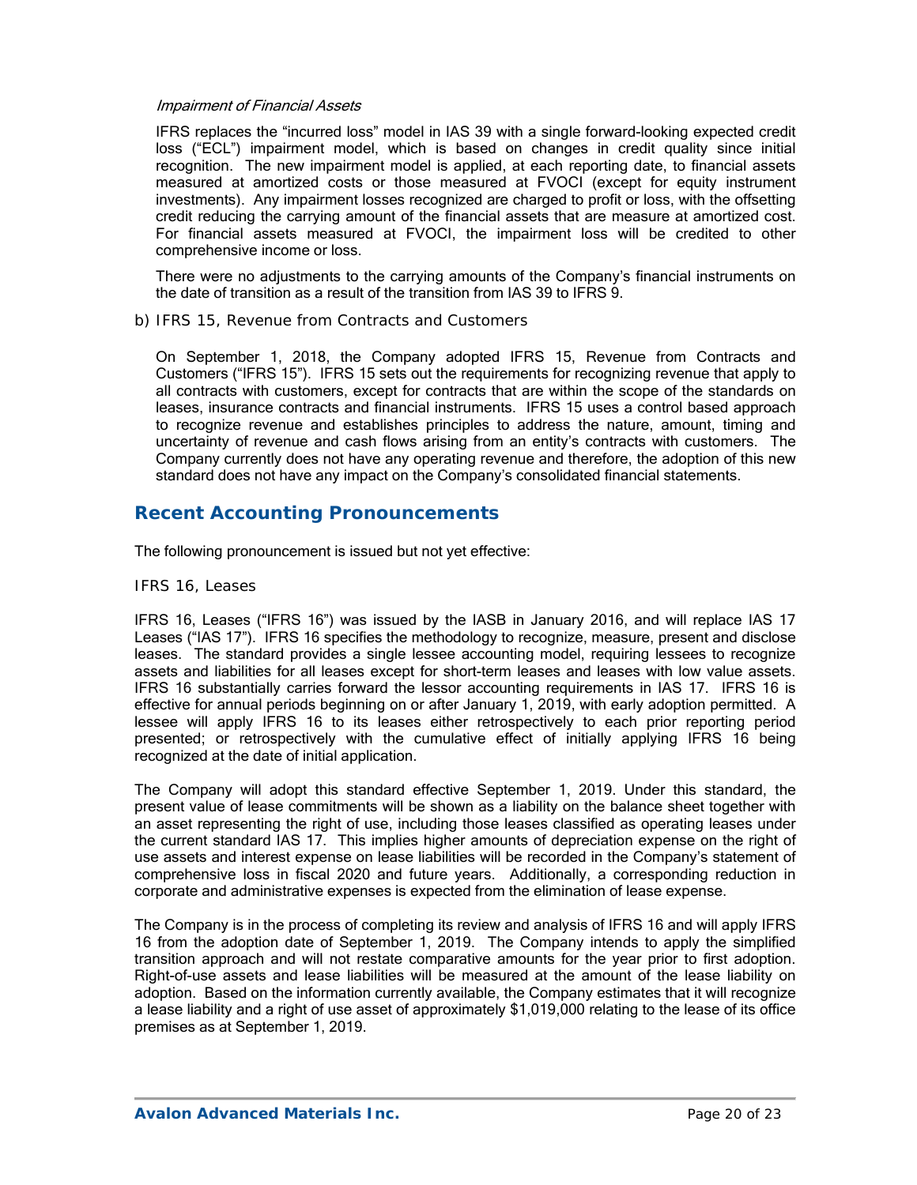*Impairment of Financial Assets*

IFRS replaces the "incurred loss" model in IAS 39 with a single forward-looking expected credit loss ("ECL") impairment model, which is based on changes in credit quality since initial recognition. The new impairment model is applied, at each reporting date, to financial assets measured at amortized costs or those measured at FVOCI (except for equity instrument investments). Any impairment losses recognized are charged to profit or loss, with the offsetting credit reducing the carrying amount of the financial assets that are measure at amortized cost. For financial assets measured at FVOCI, the impairment loss will be credited to other comprehensive income or loss.

There were no adjustments to the carrying amounts of the Company's financial instruments on the date of transition as a result of the transition from IAS 39 to IFRS 9.

b) IFRS 15, Revenue from Contracts and Customers

On September 1, 2018, the Company adopted IFRS 15, Revenue from Contracts and Customers ("IFRS 15"). IFRS 15 sets out the requirements for recognizing revenue that apply to all contracts with customers, except for contracts that are within the scope of the standards on leases, insurance contracts and financial instruments. IFRS 15 uses a control based approach to recognize revenue and establishes principles to address the nature, amount, timing and uncertainty of revenue and cash flows arising from an entity's contracts with customers. The Company currently does not have any operating revenue and therefore, the adoption of this new standard does not have any impact on the Company's consolidated financial statements.

## Recent Accounting Pronouncements

The following pronouncement is issued but not yet effective:

IFRS 16, Leases

IFRS 16, Leases ("IFRS 16") was issued by the IASB in January 2016, and will replace IAS 17 Leases ("IAS 17"). IFRS 16 specifies the methodology to recognize, measure, present and disclose leases. The standard provides a single lessee accounting model, requiring lessees to recognize assets and liabilities for all leases except for short-term leases and leases with low value assets. IFRS 16 substantially carries forward the lessor accounting requirements in IAS 17. IFRS 16 is effective for annual periods beginning on or after January 1, 2019, with early adoption permitted. A lessee will apply IFRS 16 to its leases either retrospectively to each prior reporting period presented; or retrospectively with the cumulative effect of initially applying IFRS 16 being recognized at the date of initial application.

The Company will adopt this standard effective September 1, 2019. Under this standard, the present value of lease commitments will be shown as a liability on the balance sheet together with an asset representing the right of use, including those leases classified as operating leases under the current standard IAS 17. This implies higher amounts of depreciation expense on the right of use assets and interest expense on lease liabilities will be recorded in the Company's statement of comprehensive loss in fiscal 2020 and future years. Additionally, a corresponding reduction in corporate and administrative expenses is expected from the elimination of lease expense.

The Company is in the process of completing its review and analysis of IFRS 16 and will apply IFRS 16 from the adoption date of September 1, 2019. The Company intends to apply the simplified transition approach and will not restate comparative amounts for the year prior to first adoption. Right-of-use assets and lease liabilities will be measured at the amount of the lease liability on adoption. Based on the information currently available, the Company estimates that it will recognize a lease liability and a right of use asset of approximately $1,019,000 relating to the lease of its office premises as at September 1, 2019.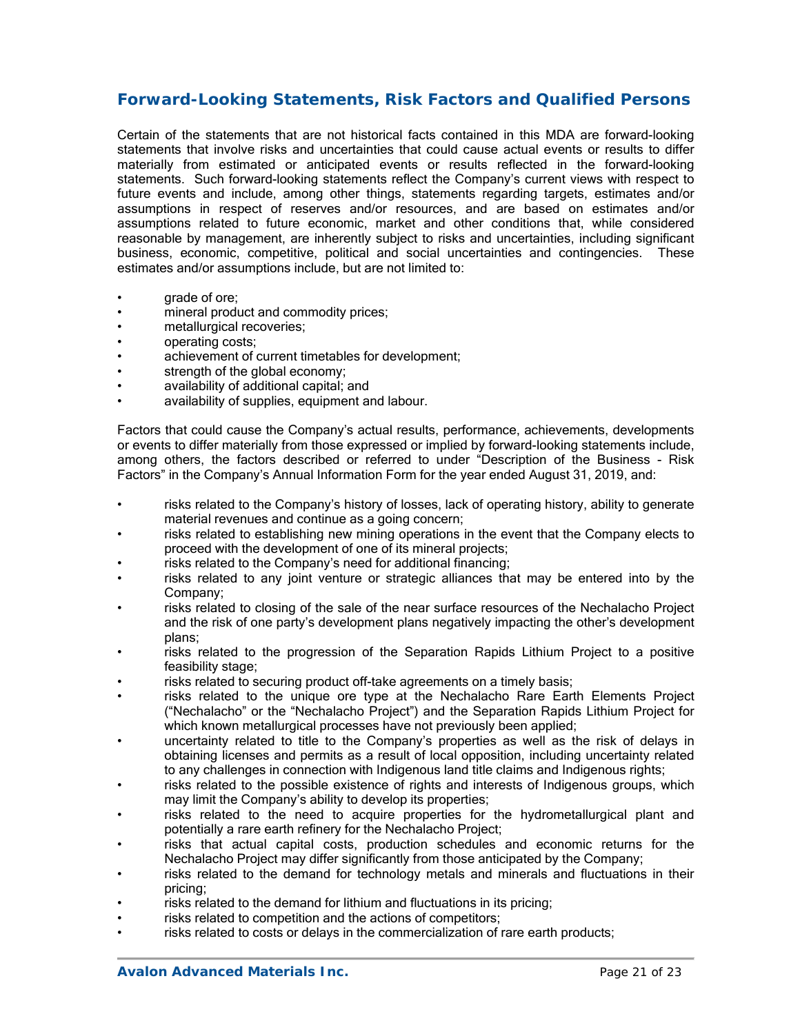## Forward-Looking Statements, Risk Factors and Qualified Persons

Certain of the statements that are not historical facts contained in this MDA are forward-looking statements that involve risks and uncertainties that could cause actual events or results to differ materially from estimated or anticipated events or results reflected in the forward-looking statements. Such forward-looking statements reflect the Company's current views with respect to future events and include, among other things, statements regarding targets, estimates and/or assumptions in respect of reserves and/or resources, and are based on estimates and/or assumptions related to future economic, market and other conditions that, while considered reasonable by management, are inherently subject to risks and uncertainties, including significant business, economic, competitive, political and social uncertainties and contingencies. These estimates and/or assumptions include, but are not limited to:

- grade of ore;
- mineral product and commodity prices;
- metallurgical recoveries;
- operating costs;
- achievement of current timetables for development;
- strength of the global economy;
- availability of additional capital; and
- availability of supplies, equipment and labour.

Factors that could cause the Company's actual results, performance, achievements, developments or events to differ materially from those expressed or implied by forward-looking statements include, among others, the factors described or referred to under "Description of the Business - Risk Factors" in the Company's Annual Information Form for the year ended August 31, 2019, and:

- risks related to the Company's history of losses, lack of operating history, ability to generate material revenues and continue as a going concern;
- risks related to establishing new mining operations in the event that the Company elects to proceed with the development of one of its mineral projects;
- risks related to the Company's need for additional financing;
- risks related to any joint venture or strategic alliances that may be entered into by the Company;
- risks related to closing of the sale of the near surface resources of the Nechalacho Project and the risk of one party's development plans negatively impacting the other's development plans;
- risks related to the progression of the Separation Rapids Lithium Project to a positive feasibility stage;
- risks related to securing product off-take agreements on a timely basis;
- risks related to the unique ore type at the Nechalacho Rare Earth Elements Project ("Nechalacho" or the "Nechalacho Project") and the Separation Rapids Lithium Project for which known metallurgical processes have not previously been applied;
- uncertainty related to title to the Company's properties as well as the risk of delays in obtaining licenses and permits as a result of local opposition, including uncertainty related to any challenges in connection with Indigenous land title claims and Indigenous rights;
- risks related to the possible existence of rights and interests of Indigenous groups, which may limit the Company's ability to develop its properties;
- risks related to the need to acquire properties for the hydrometallurgical plant and potentially a rare earth refinery for the Nechalacho Project;
- risks that actual capital costs, production schedules and economic returns for the Nechalacho Project may differ significantly from those anticipated by the Company;
- risks related to the demand for technology metals and minerals and fluctuations in their pricing;
- risks related to the demand for lithium and fluctuations in its pricing;
- risks related to competition and the actions of competitors;
- risks related to costs or delays in the commercialization of rare earth products;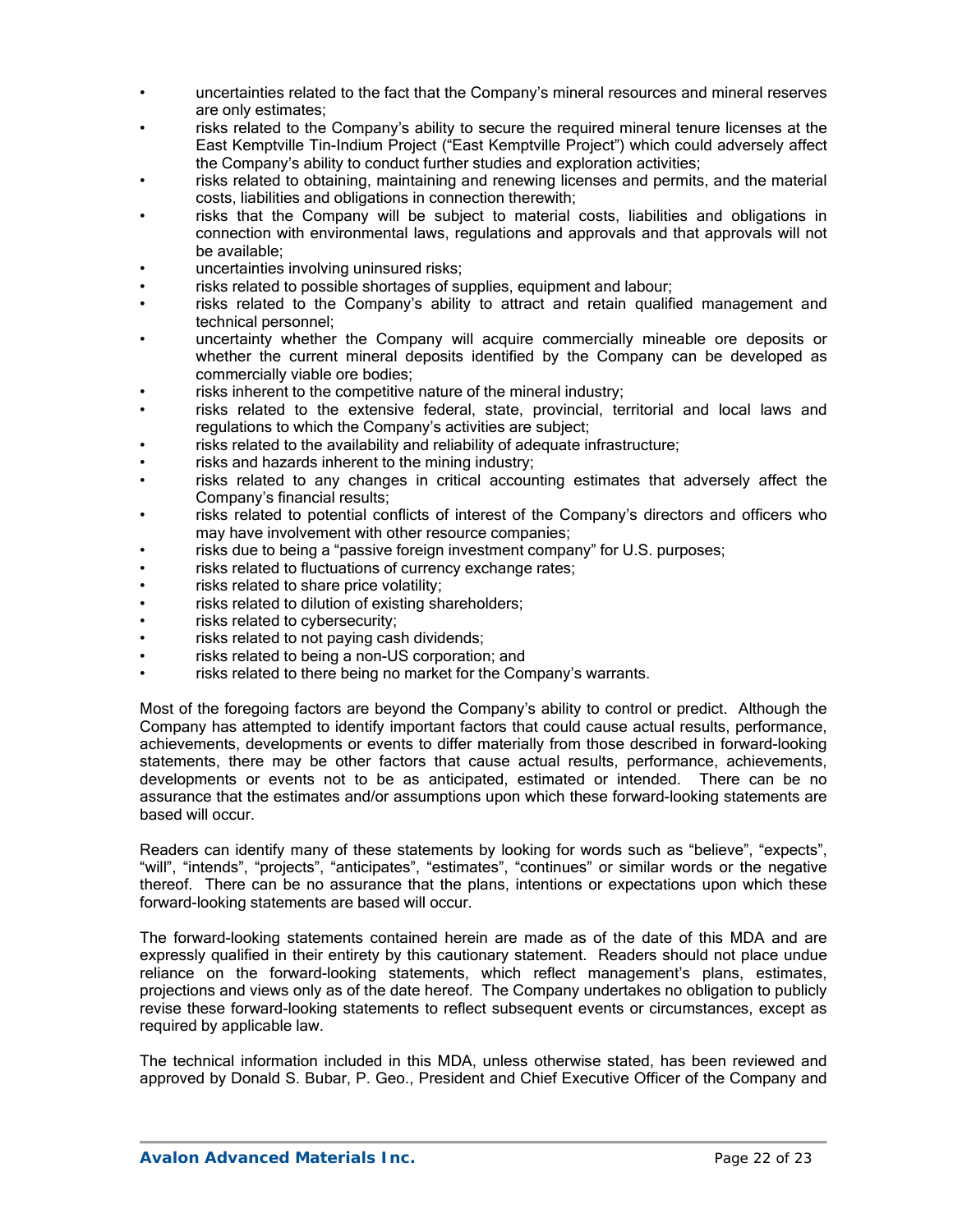- uncertainties related to the fact that the Company's mineral resources and mineral reserves are only estimates;
- risks related to the Company's ability to secure the required mineral tenure licenses at the East Kemptville Tin-Indium Project ("East Kemptville Project") which could adversely affect the Company's ability to conduct further studies and exploration activities;
- risks related to obtaining, maintaining and renewing licenses and permits, and the material costs, liabilities and obligations in connection therewith;
- risks that the Company will be subject to material costs, liabilities and obligations in connection with environmental laws, regulations and approvals and that approvals will not be available;
- uncertainties involving uninsured risks;
- risks related to possible shortages of supplies, equipment and labour;
- risks related to the Company's ability to attract and retain qualified management and technical personnel;
- uncertainty whether the Company will acquire commercially mineable ore deposits or whether the current mineral deposits identified by the Company can be developed as commercially viable ore bodies;
- risks inherent to the competitive nature of the mineral industry;
- risks related to the extensive federal, state, provincial, territorial and local laws and regulations to which the Company's activities are subject;
- risks related to the availability and reliability of adequate infrastructure;
- risks and hazards inherent to the mining industry;
- risks related to any changes in critical accounting estimates that adversely affect the Company's financial results;
- risks related to potential conflicts of interest of the Company's directors and officers who may have involvement with other resource companies;
- risks due to being a "passive foreign investment company" for U.S. purposes;
- risks related to fluctuations of currency exchange rates;
- risks related to share price volatility;
- risks related to dilution of existing shareholders;
- risks related to cybersecurity;
- risks related to not paying cash dividends;
- risks related to being a non-US corporation; and
- risks related to there being no market for the Company's warrants.

Most of the foregoing factors are beyond the Company's ability to control or predict. Although the Company has attempted to identify important factors that could cause actual results, performance, achievements, developments or events to differ materially from those described in forward-looking statements, there may be other factors that cause actual results, performance, achievements, developments or events not to be as anticipated, estimated or intended. There can be no assurance that the estimates and/or assumptions upon which these forward-looking statements are based will occur.

Readers can identify many of these statements by looking for words such as "believe", "expects", "will", "intends", "projects", "anticipates", "estimates", "continues" or similar words or the negative thereof. There can be no assurance that the plans, intentions or expectations upon which these forward-looking statements are based will occur.

The forward-looking statements contained herein are made as of the date of this MDA and are expressly qualified in their entirety by this cautionary statement. Readers should not place undue reliance on the forward-looking statements, which reflect management's plans, estimates, projections and views only as of the date hereof. The Company undertakes no obligation to publicly revise these forward-looking statements to reflect subsequent events or circumstances, except as required by applicable law.

The technical information included in this MDA, unless otherwise stated, has been reviewed and approved by Donald S. Bubar, P. Geo., President and Chief Executive Officer of the Company and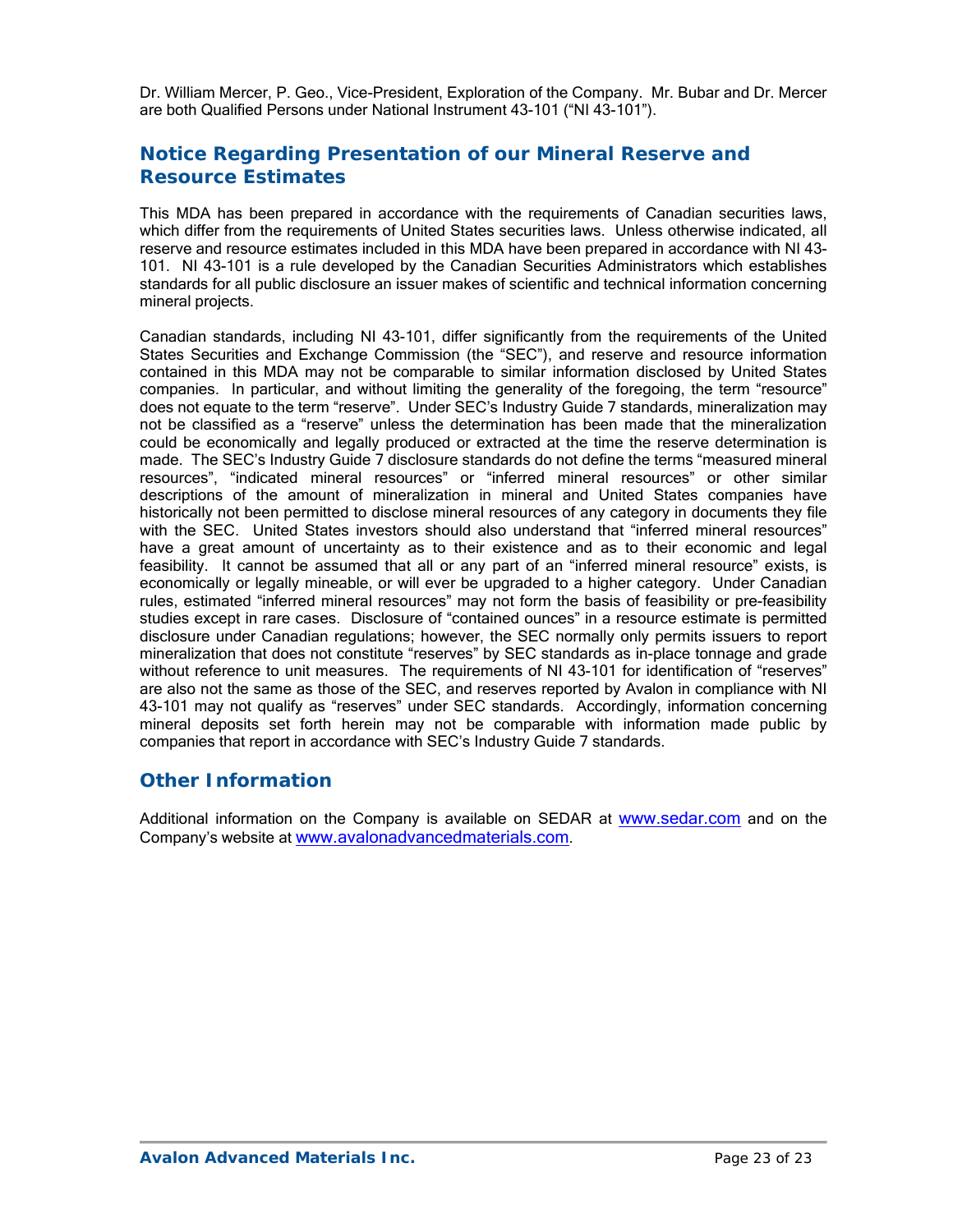Dr. William Mercer, P. Geo., Vice-President, Exploration of the Company. Mr. Bubar and Dr. Mercer are both Qualified Persons under National Instrument 43-101 ("NI 43-101").

## Notice Regarding Presentation of our Mineral Reserve and Resource Estimates

This MDA has been prepared in accordance with the requirements of Canadian securities laws, which differ from the requirements of United States securities laws. Unless otherwise indicated, all reserve and resource estimates included in this MDA have been prepared in accordance with NI 43-101. NI 43-101 is a rule developed by the Canadian Securities Administrators which establishes standards for all public disclosure an issuer makes of scientific and technical information concerning mineral projects.

Canadian standards, including NI 43-101, differ significantly from the requirements of the United States Securities and Exchange Commission (the "SEC"), and reserve and resource information contained in this MDA may not be comparable to similar information disclosed by United States companies. In particular, and without limiting the generality of the foregoing, the term "resource" does not equate to the term "reserve". Under SEC's Industry Guide 7 standards, mineralization may not be classified as a "reserve" unless the determination has been made that the mineralization could be economically and legally produced or extracted at the time the reserve determination is made. The SEC's Industry Guide 7 disclosure standards do not define the terms "measured mineral resources", "indicated mineral resources" or "inferred mineral resources" or other similar descriptions of the amount of mineralization in mineral and United States companies have historically not been permitted to disclose mineral resources of any category in documents they file with the SEC. United States investors should also understand that "inferred mineral resources" have a great amount of uncertainty as to their existence and as to their economic and legal feasibility. It cannot be assumed that all or any part of an "inferred mineral resource" exists, is economically or legally mineable, or will ever be upgraded to a higher category. Under Canadian rules, estimated "inferred mineral resources" may not form the basis of feasibility or pre-feasibility studies except in rare cases. Disclosure of "contained ounces" in a resource estimate is permitted disclosure under Canadian regulations; however, the SEC normally only permits issuers to report mineralization that does not constitute "reserves" by SEC standards as in-place tonnage and grade without reference to unit measures. The requirements of NI 43-101 for identification of "reserves" are also not the same as those of the SEC, and reserves reported by Avalon in compliance with NI 43-101 may not qualify as "reserves" under SEC standards. Accordingly, information concerning mineral deposits set forth herein may not be comparable with information made public by companies that report in accordance with SEC's Industry Guide 7 standards.

## Other Information

Additional information on the Company is available on SEDAR at www.sedar.com and on the Company's website at www.avalonadvancedmaterials.com.